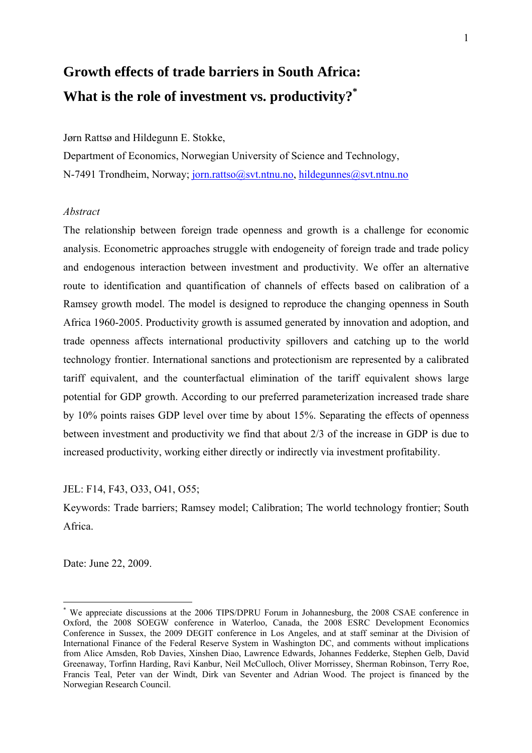# Growth effects of trade barriers in South Africa: What is the role of investment vs. productivity?*

Jørn Rattsø and Hildegunn E. Stokke,

Department of Economics, Norwegian University of Science and Technology,

N-7491 Trondheim, Norway; jorn.rattso@svt.ntnu.no, hildegunnes@svt.ntnu.no

*Abstract*

The relationship between foreign trade openness and growth is a challenge for economic analysis. Econometric approaches struggle with endogeneity of foreign trade and trade policy and endogenous interaction between investment and productivity. We offer an alternative route to identification and quantification of channels of effects based on calibration of a Ramsey growth model. The model is designed to reproduce the changing openness in South Africa 1960-2005. Productivity growth is assumed generated by innovation and adoption, and trade openness affects international productivity spillovers and catching up to the world technology frontier. International sanctions and protectionism are represented by a calibrated tariff equivalent, and the counterfactual elimination of the tariff equivalent shows large potential for GDP growth. According to our preferred parameterization increased trade share by 10% points raises GDP level over time by about 15%. Separating the effects of openness between investment and productivity we find that about 2/3 of the increase in GDP is due to increased productivity, working either directly or indirectly via investment profitability.

JEL: F14, F43, O33, O41, O55;

Keywords: Trade barriers; Ramsey model; Calibration; The world technology frontier; South Africa.

Date: June 22, 2009.

---

* We appreciate discussions at the 2006 TIPS/DPRU Forum in Johannesburg, the 2008 CSAE conference in Oxford, the 2008 SOEGW conference in Waterloo, Canada, the 2008 ESRC Development Economics Conference in Sussex, the 2009 DEGIT conference in Los Angeles, and at staff seminar at the Division of International Finance of the Federal Reserve System in Washington DC, and comments without implications from Alice Amsden, Rob Davies, Xinshen Diao, Lawrence Edwards, Johannes Fedderke, Stephen Gelb, David Greenaway, Torfinn Harding, Ravi Kanbur, Neil McCulloch, Oliver Morrissey, Sherman Robinson, Terry Roe, Francis Teal, Peter van der Windt, Dirk van Seventer and Adrian Wood. The project is financed by the Norwegian Research Council.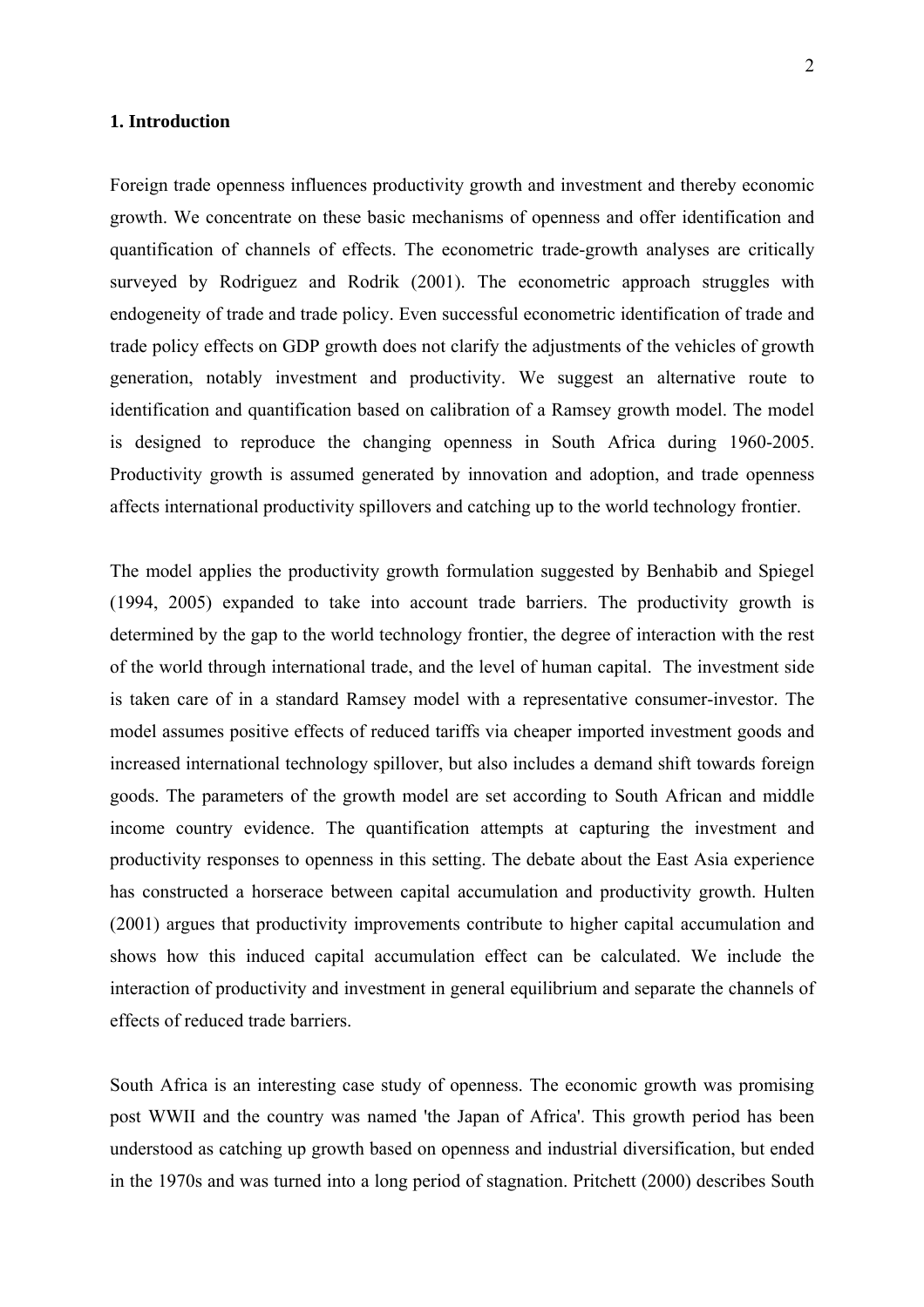## 1. Introduction

Foreign trade openness influences productivity growth and investment and thereby economic growth. We concentrate on these basic mechanisms of openness and offer identification and quantification of channels of effects. The econometric trade-growth analyses are critically surveyed by Rodriguez and Rodrik (2001). The econometric approach struggles with endogeneity of trade and trade policy. Even successful econometric identification of trade and trade policy effects on GDP growth does not clarify the adjustments of the vehicles of growth generation, notably investment and productivity. We suggest an alternative route to identification and quantification based on calibration of a Ramsey growth model. The model is designed to reproduce the changing openness in South Africa during 1960-2005. Productivity growth is assumed generated by innovation and adoption, and trade openness affects international productivity spillovers and catching up to the world technology frontier.

The model applies the productivity growth formulation suggested by Benhabib and Spiegel (1994, 2005) expanded to take into account trade barriers. The productivity growth is determined by the gap to the world technology frontier, the degree of interaction with the rest of the world through international trade, and the level of human capital. The investment side is taken care of in a standard Ramsey model with a representative consumer-investor. The model assumes positive effects of reduced tariffs via cheaper imported investment goods and increased international technology spillover, but also includes a demand shift towards foreign goods. The parameters of the growth model are set according to South African and middle income country evidence. The quantification attempts at capturing the investment and productivity responses to openness in this setting. The debate about the East Asia experience has constructed a horserace between capital accumulation and productivity growth. Hulten (2001) argues that productivity improvements contribute to higher capital accumulation and shows how this induced capital accumulation effect can be calculated. We include the interaction of productivity and investment in general equilibrium and separate the channels of effects of reduced trade barriers.

South Africa is an interesting case study of openness. The economic growth was promising post WWII and the country was named 'the Japan of Africa'. This growth period has been understood as catching up growth based on openness and industrial diversification, but ended in the 1970s and was turned into a long period of stagnation. Pritchett (2000) describes South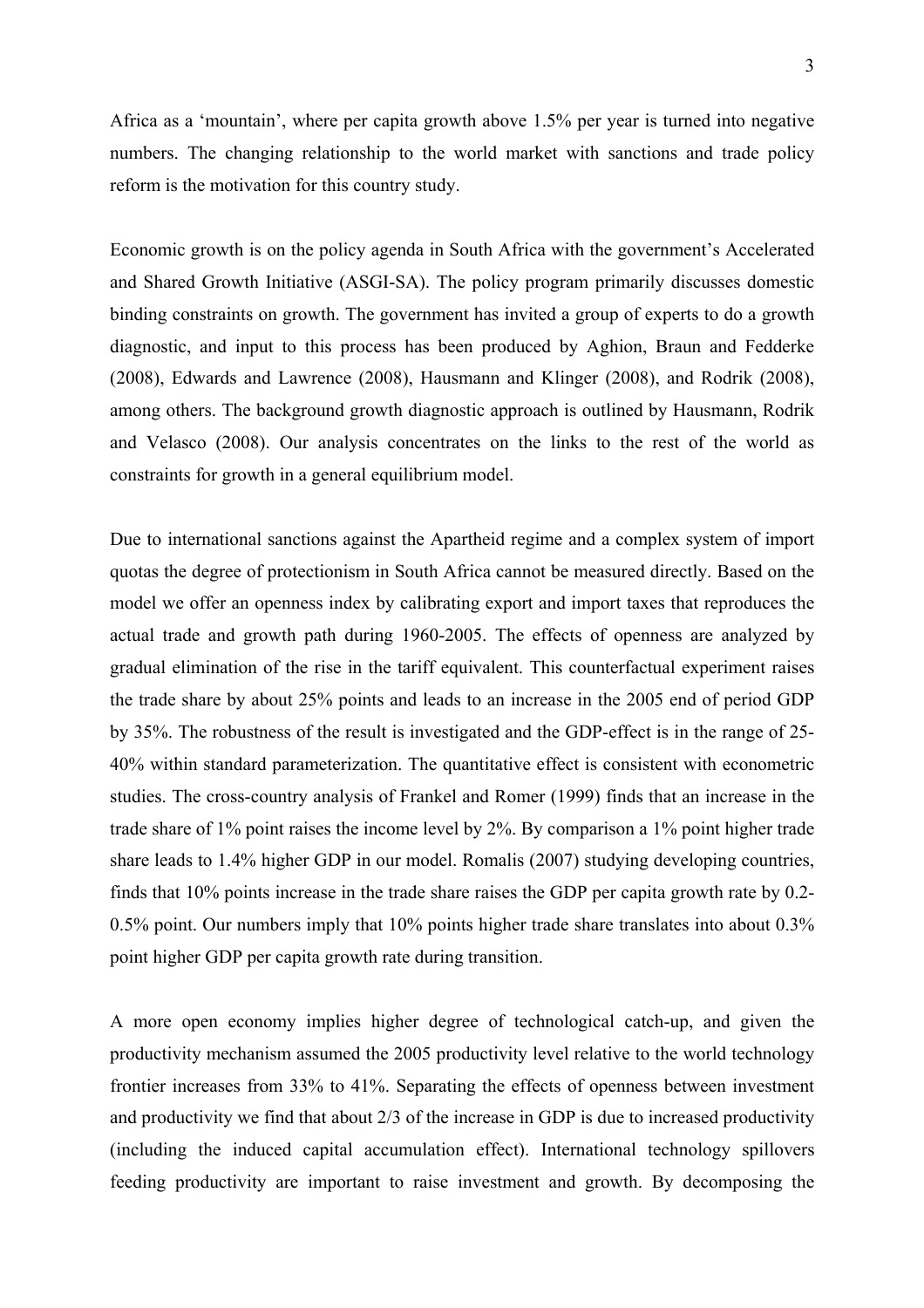Africa as a 'mountain', where per capita growth above 1.5% per year is turned into negative numbers. The changing relationship to the world market with sanctions and trade policy reform is the motivation for this country study.

Economic growth is on the policy agenda in South Africa with the government's Accelerated and Shared Growth Initiative (ASGI-SA). The policy program primarily discusses domestic binding constraints on growth. The government has invited a group of experts to do a growth diagnostic, and input to this process has been produced by Aghion, Braun and Fedderke (2008), Edwards and Lawrence (2008), Hausmann and Klinger (2008), and Rodrik (2008), among others. The background growth diagnostic approach is outlined by Hausmann, Rodrik and Velasco (2008). Our analysis concentrates on the links to the rest of the world as constraints for growth in a general equilibrium model.

Due to international sanctions against the Apartheid regime and a complex system of import quotas the degree of protectionism in South Africa cannot be measured directly. Based on the model we offer an openness index by calibrating export and import taxes that reproduces the actual trade and growth path during 1960-2005. The effects of openness are analyzed by gradual elimination of the rise in the tariff equivalent. This counterfactual experiment raises the trade share by about 25% points and leads to an increase in the 2005 end of period GDP by 35%. The robustness of the result is investigated and the GDP-effect is in the range of 25-40% within standard parameterization. The quantitative effect is consistent with econometric studies. The cross-country analysis of Frankel and Romer (1999) finds that an increase in the trade share of 1% point raises the income level by 2%. By comparison a 1% point higher trade share leads to 1.4% higher GDP in our model. Romalis (2007) studying developing countries, finds that 10% points increase in the trade share raises the GDP per capita growth rate by 0.2-0.5% point. Our numbers imply that 10% points higher trade share translates into about 0.3% point higher GDP per capita growth rate during transition.

A more open economy implies higher degree of technological catch-up, and given the productivity mechanism assumed the 2005 productivity level relative to the world technology frontier increases from 33% to 41%. Separating the effects of openness between investment and productivity we find that about 2/3 of the increase in GDP is due to increased productivity (including the induced capital accumulation effect). International technology spillovers feeding productivity are important to raise investment and growth. By decomposing the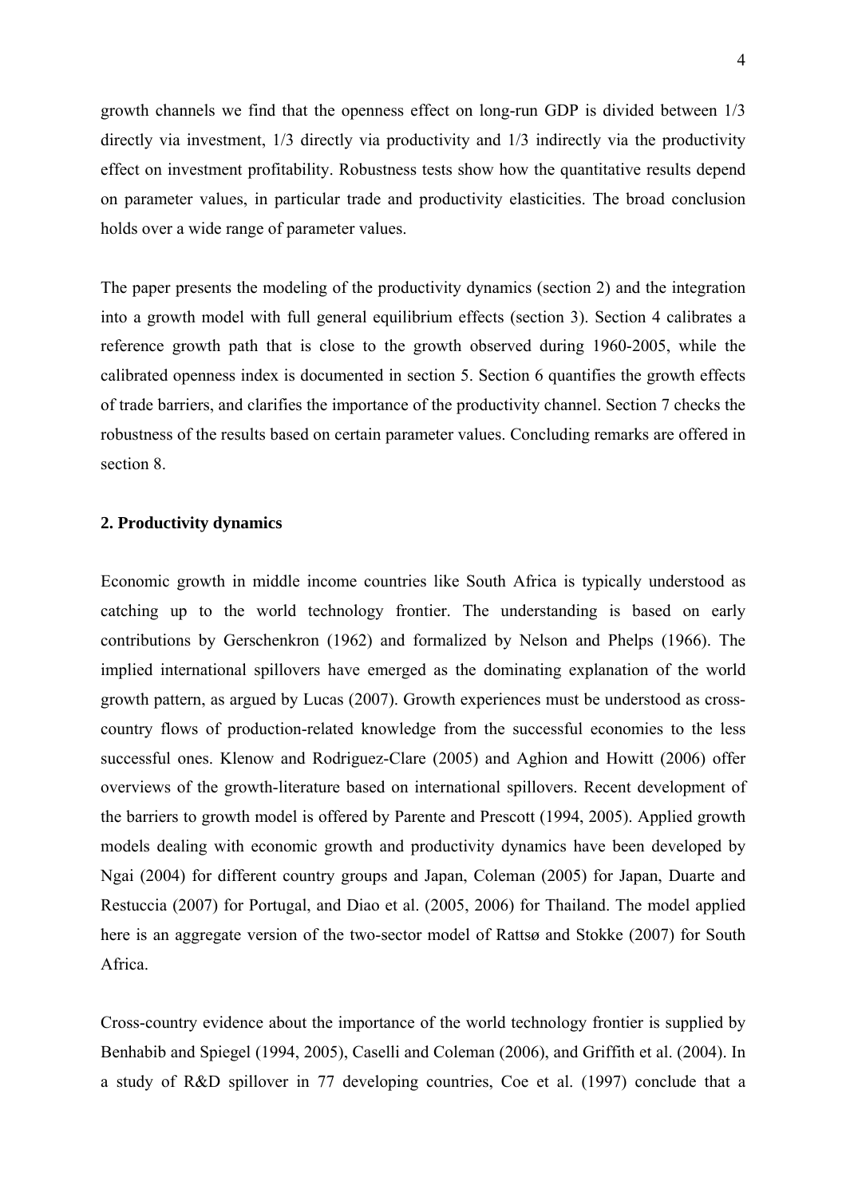growth channels we find that the openness effect on long-run GDP is divided between 1/3 directly via investment, 1/3 directly via productivity and 1/3 indirectly via the productivity effect on investment profitability. Robustness tests show how the quantitative results depend on parameter values, in particular trade and productivity elasticities. The broad conclusion holds over a wide range of parameter values.

The paper presents the modeling of the productivity dynamics (section 2) and the integration into a growth model with full general equilibrium effects (section 3). Section 4 calibrates a reference growth path that is close to the growth observed during 1960-2005, while the calibrated openness index is documented in section 5. Section 6 quantifies the growth effects of trade barriers, and clarifies the importance of the productivity channel. Section 7 checks the robustness of the results based on certain parameter values. Concluding remarks are offered in section 8.

## 2. Productivity dynamics

Economic growth in middle income countries like South Africa is typically understood as catching up to the world technology frontier. The understanding is based on early contributions by Gerschenkron (1962) and formalized by Nelson and Phelps (1966). The implied international spillovers have emerged as the dominating explanation of the world growth pattern, as argued by Lucas (2007). Growth experiences must be understood as cross-country flows of production-related knowledge from the successful economies to the less successful ones. Klenow and Rodriguez-Clare (2005) and Aghion and Howitt (2006) offer overviews of the growth-literature based on international spillovers. Recent development of the barriers to growth model is offered by Parente and Prescott (1994, 2005). Applied growth models dealing with economic growth and productivity dynamics have been developed by Ngai (2004) for different country groups and Japan, Coleman (2005) for Japan, Duarte and Restuccia (2007) for Portugal, and Diao et al. (2005, 2006) for Thailand. The model applied here is an aggregate version of the two-sector model of Rattsø and Stokke (2007) for South Africa.

Cross-country evidence about the importance of the world technology frontier is supplied by Benhabib and Spiegel (1994, 2005), Caselli and Coleman (2006), and Griffith et al. (2004). In a study of R&D spillover in 77 developing countries, Coe et al. (1997) conclude that a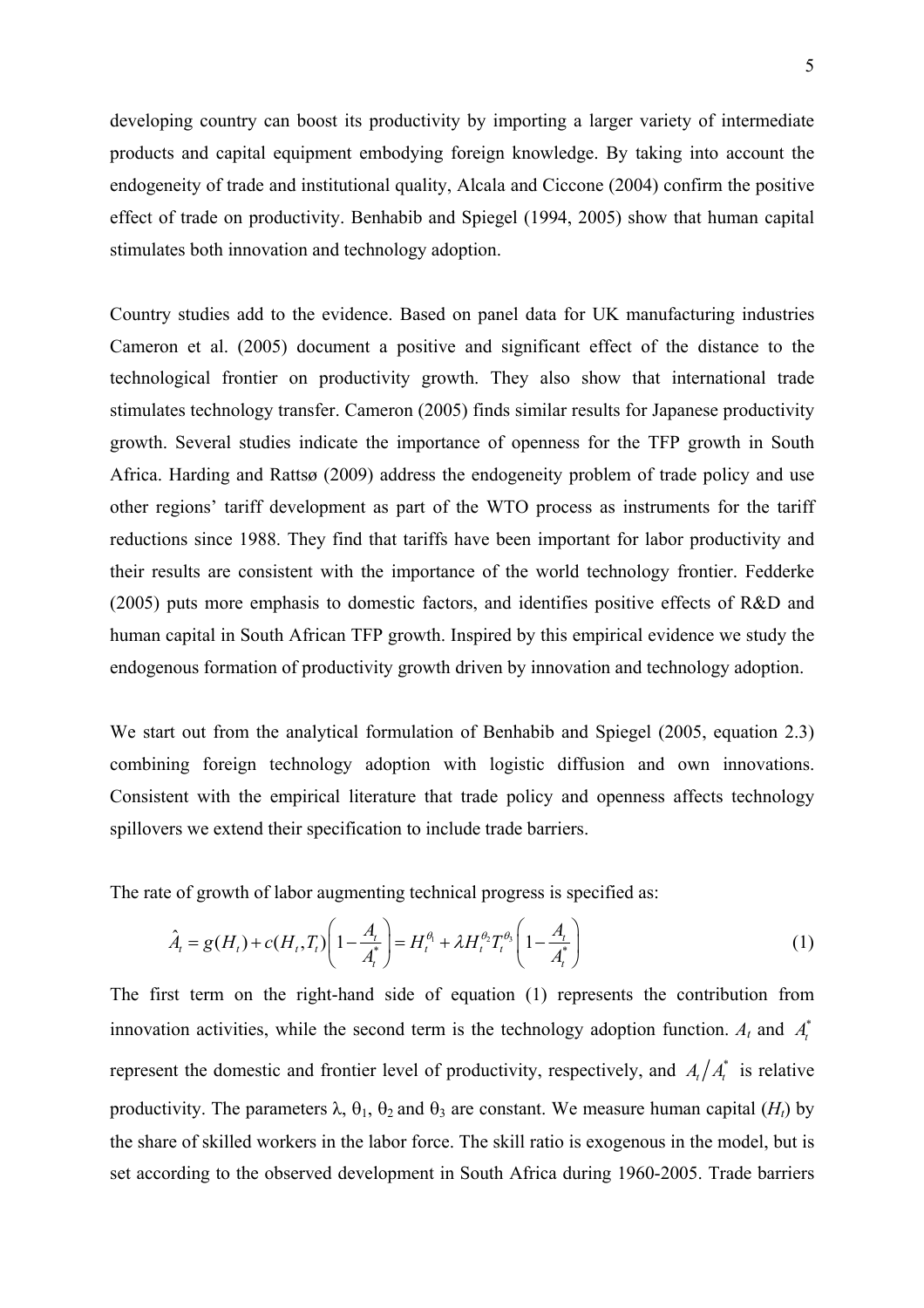developing country can boost its productivity by importing a larger variety of intermediate products and capital equipment embodying foreign knowledge. By taking into account the endogeneity of trade and institutional quality, Alcala and Ciccone (2004) confirm the positive effect of trade on productivity. Benhabib and Spiegel (1994, 2005) show that human capital stimulates both innovation and technology adoption.

Country studies add to the evidence. Based on panel data for UK manufacturing industries Cameron et al. (2005) document a positive and significant effect of the distance to the technological frontier on productivity growth. They also show that international trade stimulates technology transfer. Cameron (2005) finds similar results for Japanese productivity growth. Several studies indicate the importance of openness for the TFP growth in South Africa. Harding and Rattsø (2009) address the endogeneity problem of trade policy and use other regions' tariff development as part of the WTO process as instruments for the tariff reductions since 1988. They find that tariffs have been important for labor productivity and their results are consistent with the importance of the world technology frontier. Fedderke (2005) puts more emphasis to domestic factors, and identifies positive effects of R&D and human capital in South African TFP growth. Inspired by this empirical evidence we study the endogenous formation of productivity growth driven by innovation and technology adoption.

We start out from the analytical formulation of Benhabib and Spiegel (2005, equation 2.3) combining foreign technology adoption with logistic diffusion and own innovations. Consistent with the empirical literature that trade policy and openness affects technology spillovers we extend their specification to include trade barriers.

The rate of growth of labor augmenting technical progress is specified as:

$$\hat{A}_t = g(H_t) + c(H_t, T_t)\left(1 - \frac{A_t}{A_t^*}\right) = H_t^{\theta_1} + \lambda H_t^{\theta_2} T_t^{\theta_3}\left(1 - \frac{A_t}{A_t^*}\right) \tag{1}$$

The first term on the right-hand side of equation (1) represents the contribution from innovation activities, while the second term is the technology adoption function. $A_t$ and $A_t^*$ represent the domestic and frontier level of productivity, respectively, and $A_t/A_t^*$ is relative productivity. The parameters $\lambda$, $\theta_1$, $\theta_2$ and $\theta_3$ are constant. We measure human capital ($H_t$) by the share of skilled workers in the labor force. The skill ratio is exogenous in the model, but is set according to the observed development in South Africa during 1960-2005. Trade barriers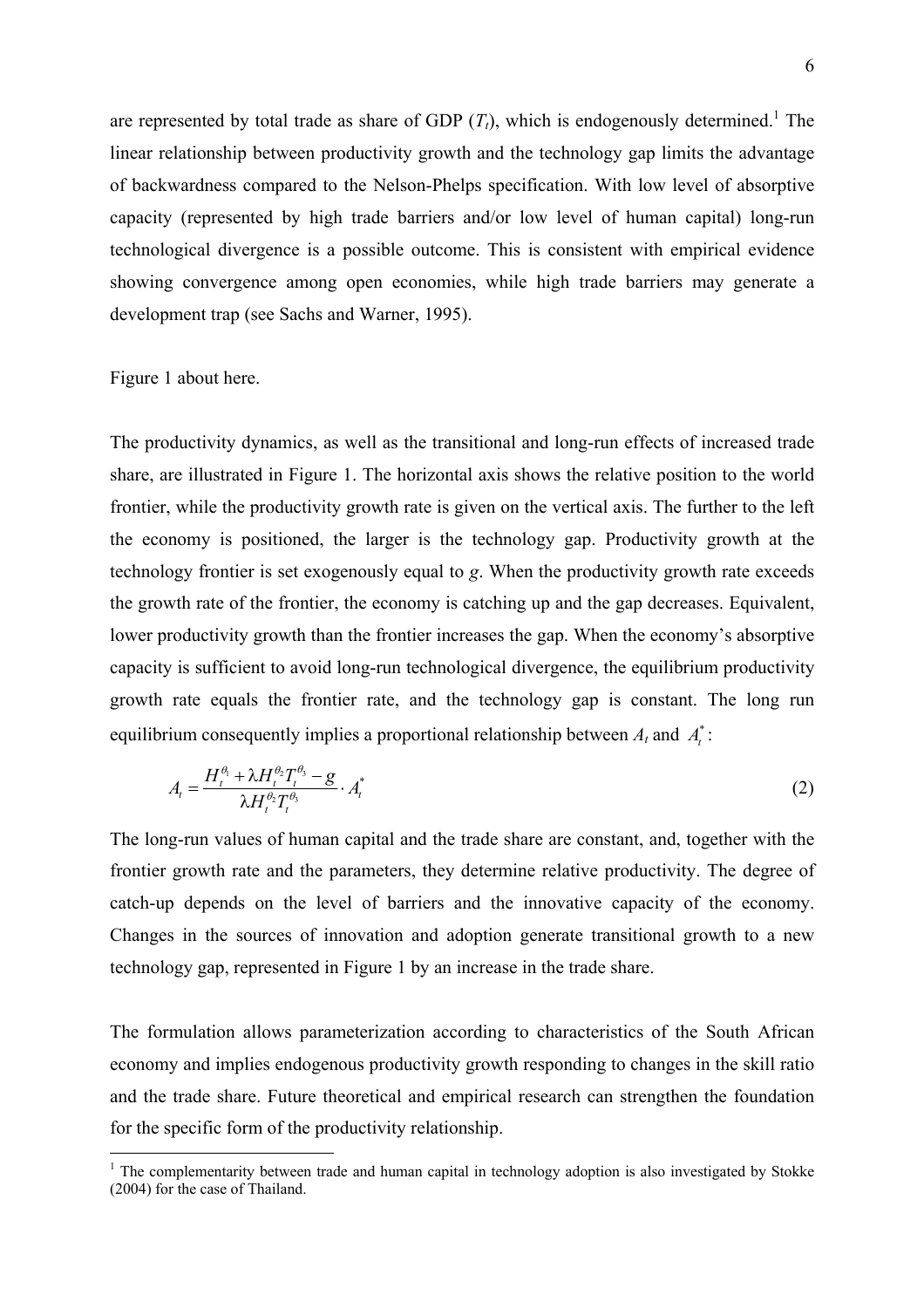are represented by total trade as share of GDP ($T_t$), which is endogenously determined.[1] The linear relationship between productivity growth and the technology gap limits the advantage of backwardness compared to the Nelson-Phelps specification. With low level of absorptive capacity (represented by high trade barriers and/or low level of human capital) long-run technological divergence is a possible outcome. This is consistent with empirical evidence showing convergence among open economies, while high trade barriers may generate a development trap (see Sachs and Warner, 1995).

Figure 1 about here.

The productivity dynamics, as well as the transitional and long-run effects of increased trade share, are illustrated in Figure 1. The horizontal axis shows the relative position to the world frontier, while the productivity growth rate is given on the vertical axis. The further to the left the economy is positioned, the larger is the technology gap. Productivity growth at the technology frontier is set exogenously equal to *g*. When the productivity growth rate exceeds the growth rate of the frontier, the economy is catching up and the gap decreases. Equivalent, lower productivity growth than the frontier increases the gap. When the economy's absorptive capacity is sufficient to avoid long-run technological divergence, the equilibrium productivity growth rate equals the frontier rate, and the technology gap is constant. The long run equilibrium consequently implies a proportional relationship between $A_t$ and $A_t^*$:

$$A_t = \frac{H_t^{\theta_1} + \lambda H_t^{\theta_2} T_t^{\theta_3} - g}{\lambda H_t^{\theta_2} T_t^{\theta_3}} \cdot A_t^* \tag{2}$$

The long-run values of human capital and the trade share are constant, and, together with the frontier growth rate and the parameters, they determine relative productivity. The degree of catch-up depends on the level of barriers and the innovative capacity of the economy. Changes in the sources of innovation and adoption generate transitional growth to a new technology gap, represented in Figure 1 by an increase in the trade share.

The formulation allows parameterization according to characteristics of the South African economy and implies endogenous productivity growth responding to changes in the skill ratio and the trade share. Future theoretical and empirical research can strengthen the foundation for the specific form of the productivity relationship.

[1] The complementarity between trade and human capital in technology adoption is also investigated by Stokke (2004) for the case of Thailand.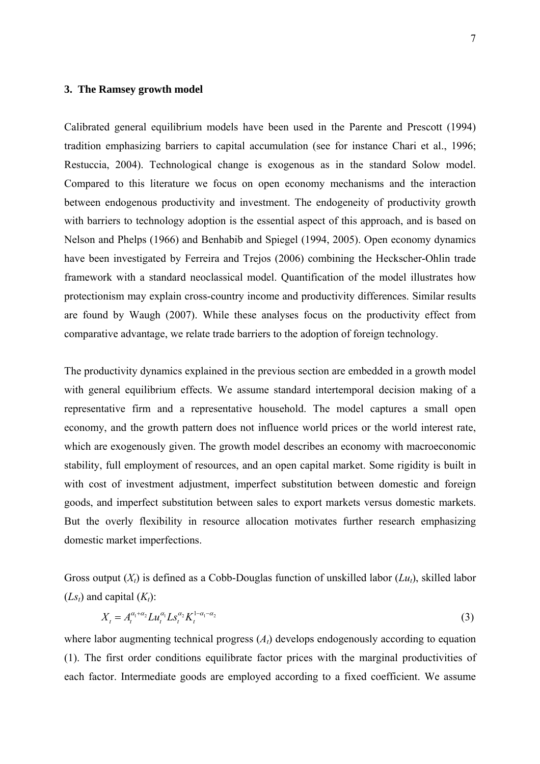### 3. The Ramsey growth model

Calibrated general equilibrium models have been used in the Parente and Prescott (1994) tradition emphasizing barriers to capital accumulation (see for instance Chari et al., 1996; Restuccia, 2004). Technological change is exogenous as in the standard Solow model. Compared to this literature we focus on open economy mechanisms and the interaction between endogenous productivity and investment. The endogeneity of productivity growth with barriers to technology adoption is the essential aspect of this approach, and is based on Nelson and Phelps (1966) and Benhabib and Spiegel (1994, 2005). Open economy dynamics have been investigated by Ferreira and Trejos (2006) combining the Heckscher-Ohlin trade framework with a standard neoclassical model. Quantification of the model illustrates how protectionism may explain cross-country income and productivity differences. Similar results are found by Waugh (2007). While these analyses focus on the productivity effect from comparative advantage, we relate trade barriers to the adoption of foreign technology.

The productivity dynamics explained in the previous section are embedded in a growth model with general equilibrium effects. We assume standard intertemporal decision making of a representative firm and a representative household. The model captures a small open economy, and the growth pattern does not influence world prices or the world interest rate, which are exogenously given. The growth model describes an economy with macroeconomic stability, full employment of resources, and an open capital market. Some rigidity is built in with cost of investment adjustment, imperfect substitution between domestic and foreign goods, and imperfect substitution between sales to export markets versus domestic markets. But the overly flexibility in resource allocation motivates further research emphasizing domestic market imperfections.

Gross output ($X_t$) is defined as a Cobb-Douglas function of unskilled labor ($Lu_t$), skilled labor ($Ls_t$) and capital ($K_t$):

$$X_t = A_t^{\alpha_1+\alpha_2} Lu_t^{\alpha_1} Ls_t^{\alpha_2} K_t^{1-\alpha_1-\alpha_2} \tag{3}$$

where labor augmenting technical progress ($A_t$) develops endogenously according to equation (1). The first order conditions equilibrate factor prices with the marginal productivities of each factor. Intermediate goods are employed according to a fixed coefficient. We assume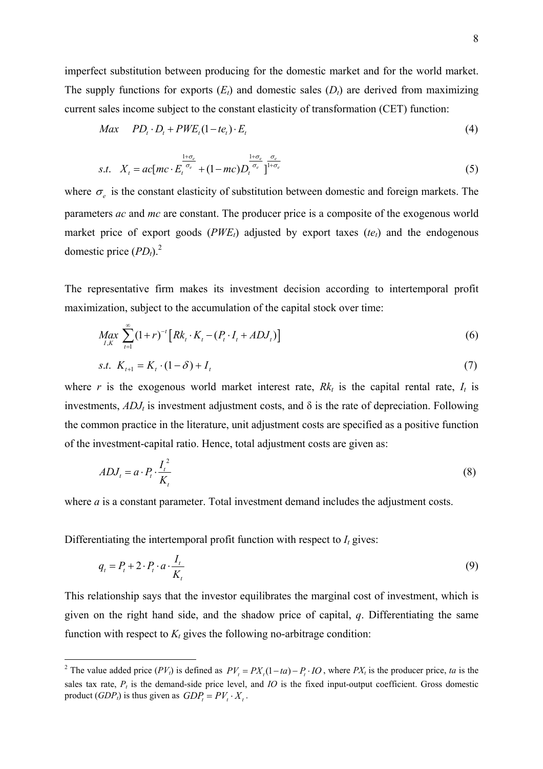imperfect substitution between producing for the domestic market and for the world market. The supply functions for exports ($E_t$) and domestic sales ($D_t$) are derived from maximizing current sales income subject to the constant elasticity of transformation (CET) function:

$$Max \quad PD_t \cdot D_t + PWE_t(1-te_t) \cdot E_t \tag{4}$$

$$s.t. \quad X_t = ac[mc \cdot E_t^{\frac{1+\sigma_e}{\sigma_e}} + (1-mc)D_t^{\frac{1+\sigma_e}{\sigma_e}}]^{\frac{\sigma_e}{1+\sigma_e}} \tag{5}$$

where $\sigma_e$ is the constant elasticity of substitution between domestic and foreign markets. The parameters *ac* and *mc* are constant. The producer price is a composite of the exogenous world market price of export goods ($PWE_t$) adjusted by export taxes ($te_t$) and the endogenous domestic price ($PD_t$).[2]

The representative firm makes its investment decision according to intertemporal profit maximization, subject to the accumulation of the capital stock over time:

$$\underset{I,K}{Max} \sum_{t=1}^{\infty}(1+r)^{-t}\left[Rk_t \cdot K_t - (P_t \cdot I_t + ADJ_t)\right] \tag{6}$$

$$s.t. \;\; K_{t+1} = K_t \cdot (1-\delta) + I_t \tag{7}$$

where *r* is the exogenous world market interest rate, $Rk_t$ is the capital rental rate, $I_t$ is investments, $ADJ_t$ is investment adjustment costs, and δ is the rate of depreciation. Following the common practice in the literature, unit adjustment costs are specified as a positive function of the investment-capital ratio. Hence, total adjustment costs are given as:

$$ADJ_t = a \cdot P_t \cdot \frac{I_t^2}{K_t} \tag{8}$$

where *a* is a constant parameter. Total investment demand includes the adjustment costs.

Differentiating the intertemporal profit function with respect to $I_t$ gives:

$$q_t = P_t + 2 \cdot P_t \cdot a \cdot \frac{I_t}{K_t} \tag{9}$$

This relationship says that the investor equilibrates the marginal cost of investment, which is given on the right hand side, and the shadow price of capital, *q*. Differentiating the same function with respect to $K_t$ gives the following no-arbitrage condition:

[2] The value added price ($PV_t$) is defined as $PV_t = PX_t(1-ta) - P_t \cdot IO$, where $PX_t$ is the producer price, *ta* is the sales tax rate, $P_t$ is the demand-side price level, and *IO* is the fixed input-output coefficient. Gross domestic product ($GDP_t$) is thus given as $GDP_t = PV_t \cdot X_t$.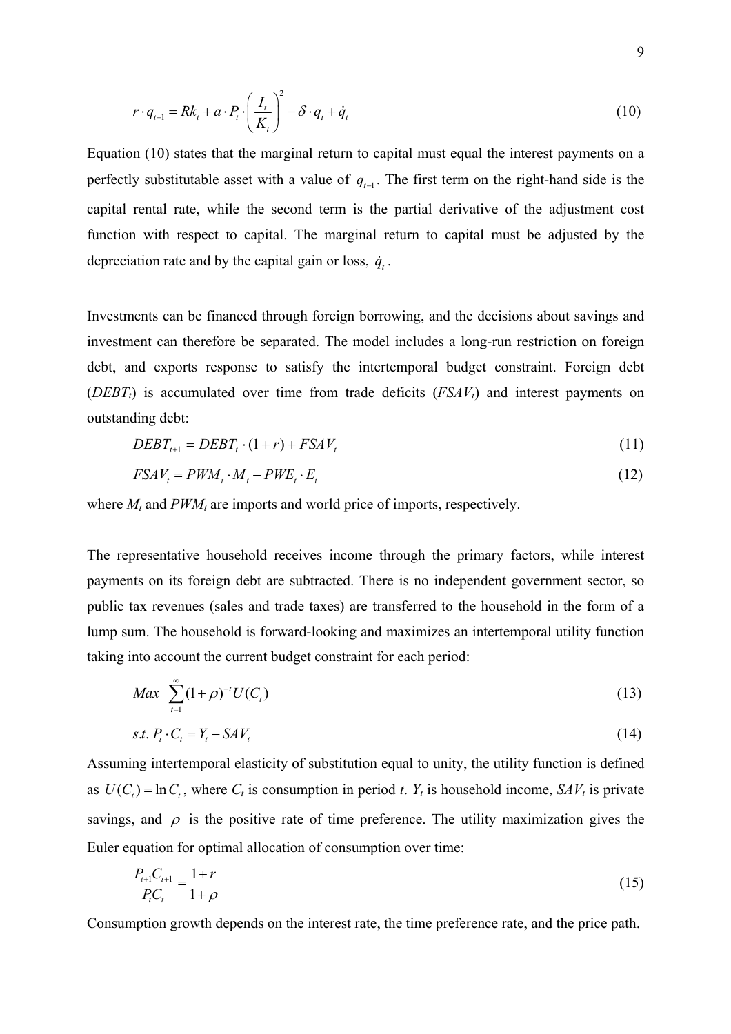$$r \cdot q_{t-1} = Rk_t + a \cdot P_t \cdot \left( \frac{I_t}{K_t} \right)^2 - \delta \cdot q_t + \dot{q}_t \tag{10}$$

Equation (10) states that the marginal return to capital must equal the interest payments on a perfectly substitutable asset with a value of $q_{t-1}$. The first term on the right-hand side is the capital rental rate, while the second term is the partial derivative of the adjustment cost function with respect to capital. The marginal return to capital must be adjusted by the depreciation rate and by the capital gain or loss, $\dot{q}_t$.

Investments can be financed through foreign borrowing, and the decisions about savings and investment can therefore be separated. The model includes a long-run restriction on foreign debt, and exports response to satisfy the intertemporal budget constraint. Foreign debt ($DEBT_t$) is accumulated over time from trade deficits ($FSAV_t$) and interest payments on outstanding debt:

$$DEBT_{t+1} = DEBT_t \cdot (1+r) + FSAV_t \tag{11}$$

$$FSAV_t = PWM_t \cdot M_t - PWE_t \cdot E_t \tag{12}$$

where $M_t$ and $PWM_t$ are imports and world price of imports, respectively.

The representative household receives income through the primary factors, while interest payments on its foreign debt are subtracted. There is no independent government sector, so public tax revenues (sales and trade taxes) are transferred to the household in the form of a lump sum. The household is forward-looking and maximizes an intertemporal utility function taking into account the current budget constraint for each period:

$$Max \ \sum_{t=1}^{\infty} (1+\rho)^{-t} U(C_t) \tag{13}$$

$$s.t. \ P_t \cdot C_t = Y_t - SAV_t \tag{14}$$

Assuming intertemporal elasticity of substitution equal to unity, the utility function is defined as $U(C_t) = \ln C_t$, where $C_t$ is consumption in period $t$. $Y_t$ is household income, $SAV_t$ is private savings, and $\rho$ is the positive rate of time preference. The utility maximization gives the Euler equation for optimal allocation of consumption over time:

$$\frac{P_{t+1} C_{t+1}}{P_t C_t} = \frac{1+r}{1+\rho} \tag{15}$$

Consumption growth depends on the interest rate, the time preference rate, and the price path.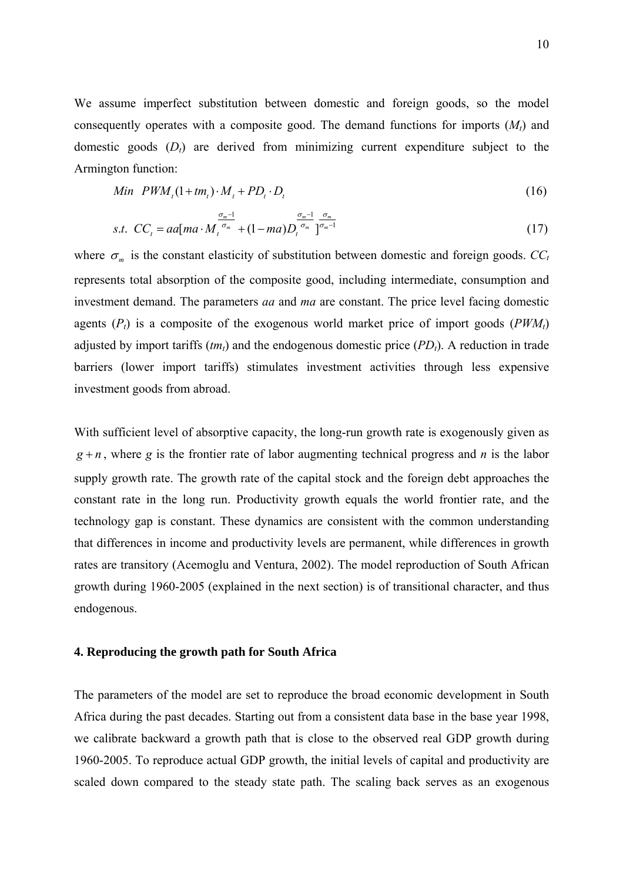We assume imperfect substitution between domestic and foreign goods, so the model consequently operates with a composite good. The demand functions for imports ($M_t$) and domestic goods ($D_t$) are derived from minimizing current expenditure subject to the Armington function:

$$Min \;\; PWM_t(1+tm_t)\cdot M_t + PD_t \cdot D_t \tag{16}$$

$$s.t. \;\; CC_t = aa[ma \cdot M_t^{\frac{\sigma_m - 1}{\sigma_m}} + (1-ma)D_t^{\frac{\sigma_m - 1}{\sigma_m}}]^{\frac{\sigma_m}{\sigma_m - 1}} \tag{17}$$

where $\sigma_m$ is the constant elasticity of substitution between domestic and foreign goods. $CC_t$ represents total absorption of the composite good, including intermediate, consumption and investment demand. The parameters *aa* and *ma* are constant. The price level facing domestic agents ($P_t$) is a composite of the exogenous world market price of import goods ($PWM_t$) adjusted by import tariffs ($tm_t$) and the endogenous domestic price ($PD_t$). A reduction in trade barriers (lower import tariffs) stimulates investment activities through less expensive investment goods from abroad.

With sufficient level of absorptive capacity, the long-run growth rate is exogenously given as $g+n$, where *g* is the frontier rate of labor augmenting technical progress and *n* is the labor supply growth rate. The growth rate of the capital stock and the foreign debt approaches the constant rate in the long run. Productivity growth equals the world frontier rate, and the technology gap is constant. These dynamics are consistent with the common understanding that differences in income and productivity levels are permanent, while differences in growth rates are transitory (Acemoglu and Ventura, 2002). The model reproduction of South African growth during 1960-2005 (explained in the next section) is of transitional character, and thus endogenous.

## 4. Reproducing the growth path for South Africa

The parameters of the model are set to reproduce the broad economic development in South Africa during the past decades. Starting out from a consistent data base in the base year 1998, we calibrate backward a growth path that is close to the observed real GDP growth during 1960-2005. To reproduce actual GDP growth, the initial levels of capital and productivity are scaled down compared to the steady state path. The scaling back serves as an exogenous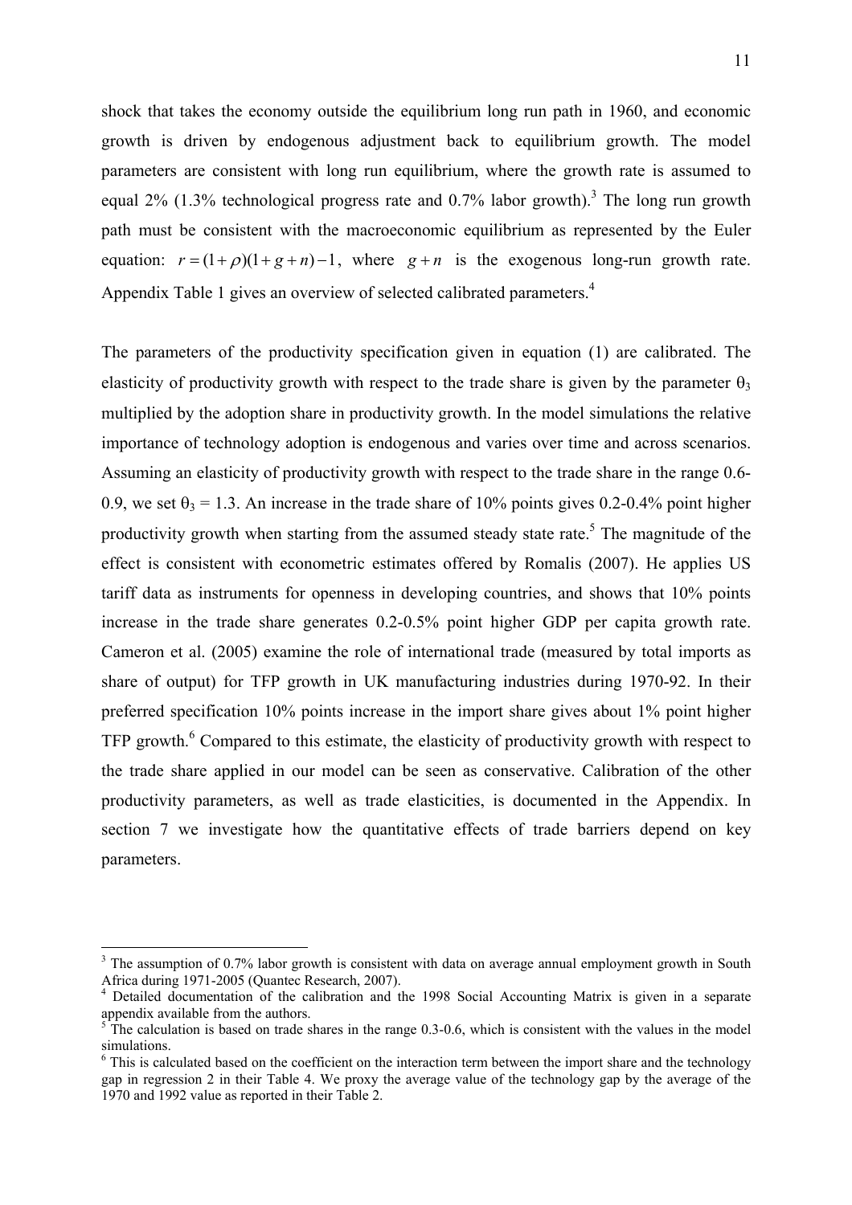shock that takes the economy outside the equilibrium long run path in 1960, and economic growth is driven by endogenous adjustment back to equilibrium growth. The model parameters are consistent with long run equilibrium, where the growth rate is assumed to equal 2% (1.3% technological progress rate and 0.7% labor growth).[3] The long run growth path must be consistent with the macroeconomic equilibrium as represented by the Euler equation: $r = (1+\rho)(1+g+n)-1$, where $g+n$ is the exogenous long-run growth rate. Appendix Table 1 gives an overview of selected calibrated parameters.[4]

The parameters of the productivity specification given in equation (1) are calibrated. The elasticity of productivity growth with respect to the trade share is given by the parameter $\theta_3$ multiplied by the adoption share in productivity growth. In the model simulations the relative importance of technology adoption is endogenous and varies over time and across scenarios. Assuming an elasticity of productivity growth with respect to the trade share in the range 0.6-0.9, we set $\theta_3 = 1.3$. An increase in the trade share of 10% points gives 0.2-0.4% point higher productivity growth when starting from the assumed steady state rate.[5] The magnitude of the effect is consistent with econometric estimates offered by Romalis (2007). He applies US tariff data as instruments for openness in developing countries, and shows that 10% points increase in the trade share generates 0.2-0.5% point higher GDP per capita growth rate. Cameron et al. (2005) examine the role of international trade (measured by total imports as share of output) for TFP growth in UK manufacturing industries during 1970-92. In their preferred specification 10% points increase in the import share gives about 1% point higher TFP growth.[6] Compared to this estimate, the elasticity of productivity growth with respect to the trade share applied in our model can be seen as conservative. Calibration of the other productivity parameters, as well as trade elasticities, is documented in the Appendix. In section 7 we investigate how the quantitative effects of trade barriers depend on key parameters.

---

[3] The assumption of 0.7% labor growth is consistent with data on average annual employment growth in South Africa during 1971-2005 (Quantec Research, 2007).

[4] Detailed documentation of the calibration and the 1998 Social Accounting Matrix is given in a separate appendix available from the authors.

[5] The calculation is based on trade shares in the range 0.3-0.6, which is consistent with the values in the model simulations.

[6] This is calculated based on the coefficient on the interaction term between the import share and the technology gap in regression 2 in their Table 4. We proxy the average value of the technology gap by the average of the 1970 and 1992 value as reported in their Table 2.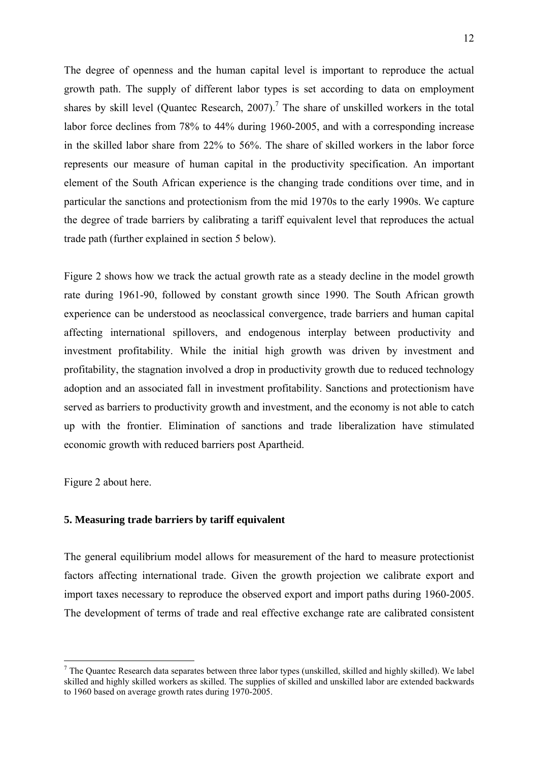The degree of openness and the human capital level is important to reproduce the actual growth path. The supply of different labor types is set according to data on employment shares by skill level (Quantec Research, 2007).[7] The share of unskilled workers in the total labor force declines from 78% to 44% during 1960-2005, and with a corresponding increase in the skilled labor share from 22% to 56%. The share of skilled workers in the labor force represents our measure of human capital in the productivity specification. An important element of the South African experience is the changing trade conditions over time, and in particular the sanctions and protectionism from the mid 1970s to the early 1990s. We capture the degree of trade barriers by calibrating a tariff equivalent level that reproduces the actual trade path (further explained in section 5 below).

Figure 2 shows how we track the actual growth rate as a steady decline in the model growth rate during 1961-90, followed by constant growth since 1990. The South African growth experience can be understood as neoclassical convergence, trade barriers and human capital affecting international spillovers, and endogenous interplay between productivity and investment profitability. While the initial high growth was driven by investment and profitability, the stagnation involved a drop in productivity growth due to reduced technology adoption and an associated fall in investment profitability. Sanctions and protectionism have served as barriers to productivity growth and investment, and the economy is not able to catch up with the frontier. Elimination of sanctions and trade liberalization have stimulated economic growth with reduced barriers post Apartheid.

Figure 2 about here.

## 5. Measuring trade barriers by tariff equivalent

The general equilibrium model allows for measurement of the hard to measure protectionist factors affecting international trade. Given the growth projection we calibrate export and import taxes necessary to reproduce the observed export and import paths during 1960-2005. The development of terms of trade and real effective exchange rate are calibrated consistent

---

[7] The Quantec Research data separates between three labor types (unskilled, skilled and highly skilled). We label skilled and highly skilled workers as skilled. The supplies of skilled and unskilled labor are extended backwards to 1960 based on average growth rates during 1970-2005.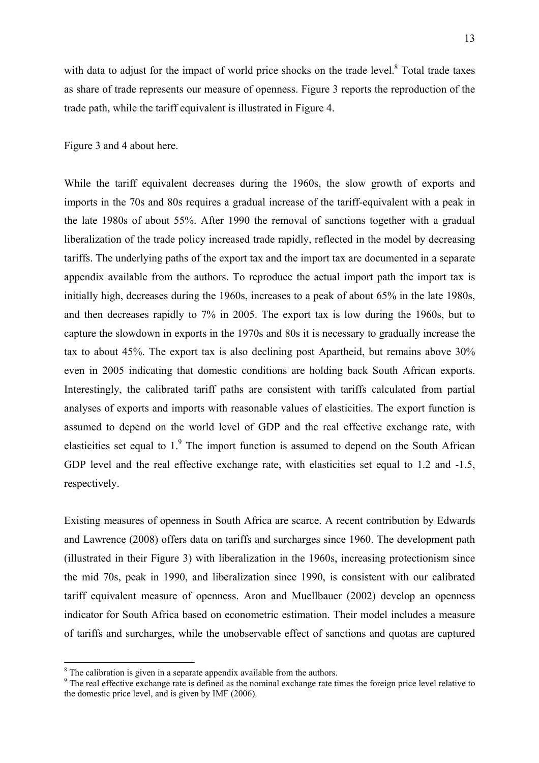with data to adjust for the impact of world price shocks on the trade level.[8] Total trade taxes as share of trade represents our measure of openness. Figure 3 reports the reproduction of the trade path, while the tariff equivalent is illustrated in Figure 4.

Figure 3 and 4 about here.

While the tariff equivalent decreases during the 1960s, the slow growth of exports and imports in the 70s and 80s requires a gradual increase of the tariff-equivalent with a peak in the late 1980s of about 55%. After 1990 the removal of sanctions together with a gradual liberalization of the trade policy increased trade rapidly, reflected in the model by decreasing tariffs. The underlying paths of the export tax and the import tax are documented in a separate appendix available from the authors. To reproduce the actual import path the import tax is initially high, decreases during the 1960s, increases to a peak of about 65% in the late 1980s, and then decreases rapidly to 7% in 2005. The export tax is low during the 1960s, but to capture the slowdown in exports in the 1970s and 80s it is necessary to gradually increase the tax to about 45%. The export tax is also declining post Apartheid, but remains above 30% even in 2005 indicating that domestic conditions are holding back South African exports. Interestingly, the calibrated tariff paths are consistent with tariffs calculated from partial analyses of exports and imports with reasonable values of elasticities. The export function is assumed to depend on the world level of GDP and the real effective exchange rate, with elasticities set equal to 1.[9] The import function is assumed to depend on the South African GDP level and the real effective exchange rate, with elasticities set equal to 1.2 and -1.5, respectively.

Existing measures of openness in South Africa are scarce. A recent contribution by Edwards and Lawrence (2008) offers data on tariffs and surcharges since 1960. The development path (illustrated in their Figure 3) with liberalization in the 1960s, increasing protectionism since the mid 70s, peak in 1990, and liberalization since 1990, is consistent with our calibrated tariff equivalent measure of openness. Aron and Muellbauer (2002) develop an openness indicator for South Africa based on econometric estimation. Their model includes a measure of tariffs and surcharges, while the unobservable effect of sanctions and quotas are captured

---

[8] The calibration is given in a separate appendix available from the authors.

[9] The real effective exchange rate is defined as the nominal exchange rate times the foreign price level relative to the domestic price level, and is given by IMF (2006).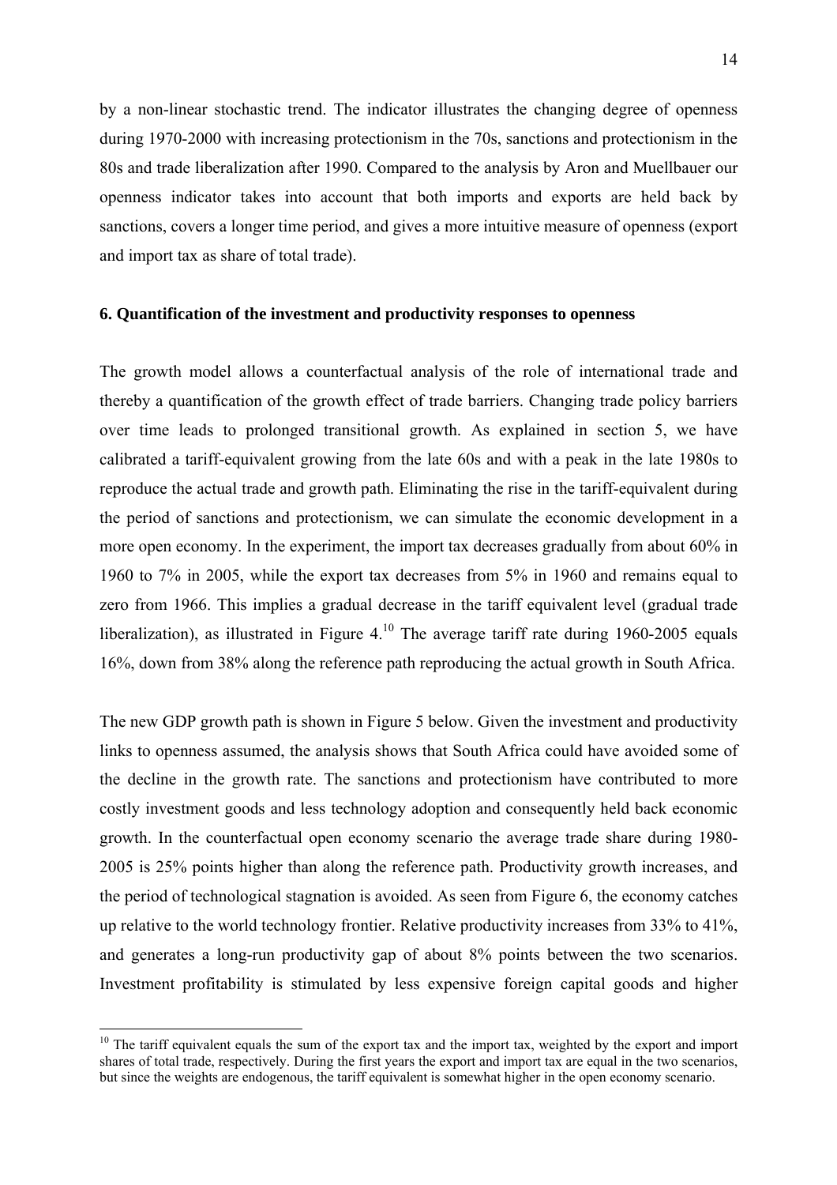by a non-linear stochastic trend. The indicator illustrates the changing degree of openness during 1970-2000 with increasing protectionism in the 70s, sanctions and protectionism in the 80s and trade liberalization after 1990. Compared to the analysis by Aron and Muellbauer our openness indicator takes into account that both imports and exports are held back by sanctions, covers a longer time period, and gives a more intuitive measure of openness (export and import tax as share of total trade).

## 6. Quantification of the investment and productivity responses to openness

The growth model allows a counterfactual analysis of the role of international trade and thereby a quantification of the growth effect of trade barriers. Changing trade policy barriers over time leads to prolonged transitional growth. As explained in section 5, we have calibrated a tariff-equivalent growing from the late 60s and with a peak in the late 1980s to reproduce the actual trade and growth path. Eliminating the rise in the tariff-equivalent during the period of sanctions and protectionism, we can simulate the economic development in a more open economy. In the experiment, the import tax decreases gradually from about 60% in 1960 to 7% in 2005, while the export tax decreases from 5% in 1960 and remains equal to zero from 1966. This implies a gradual decrease in the tariff equivalent level (gradual trade liberalization), as illustrated in Figure 4.[10] The average tariff rate during 1960-2005 equals 16%, down from 38% along the reference path reproducing the actual growth in South Africa.

The new GDP growth path is shown in Figure 5 below. Given the investment and productivity links to openness assumed, the analysis shows that South Africa could have avoided some of the decline in the growth rate. The sanctions and protectionism have contributed to more costly investment goods and less technology adoption and consequently held back economic growth. In the counterfactual open economy scenario the average trade share during 1980-2005 is 25% points higher than along the reference path. Productivity growth increases, and the period of technological stagnation is avoided. As seen from Figure 6, the economy catches up relative to the world technology frontier. Relative productivity increases from 33% to 41%, and generates a long-run productivity gap of about 8% points between the two scenarios. Investment profitability is stimulated by less expensive foreign capital goods and higher

[10] The tariff equivalent equals the sum of the export tax and the import tax, weighted by the export and import shares of total trade, respectively. During the first years the export and import tax are equal in the two scenarios, but since the weights are endogenous, the tariff equivalent is somewhat higher in the open economy scenario.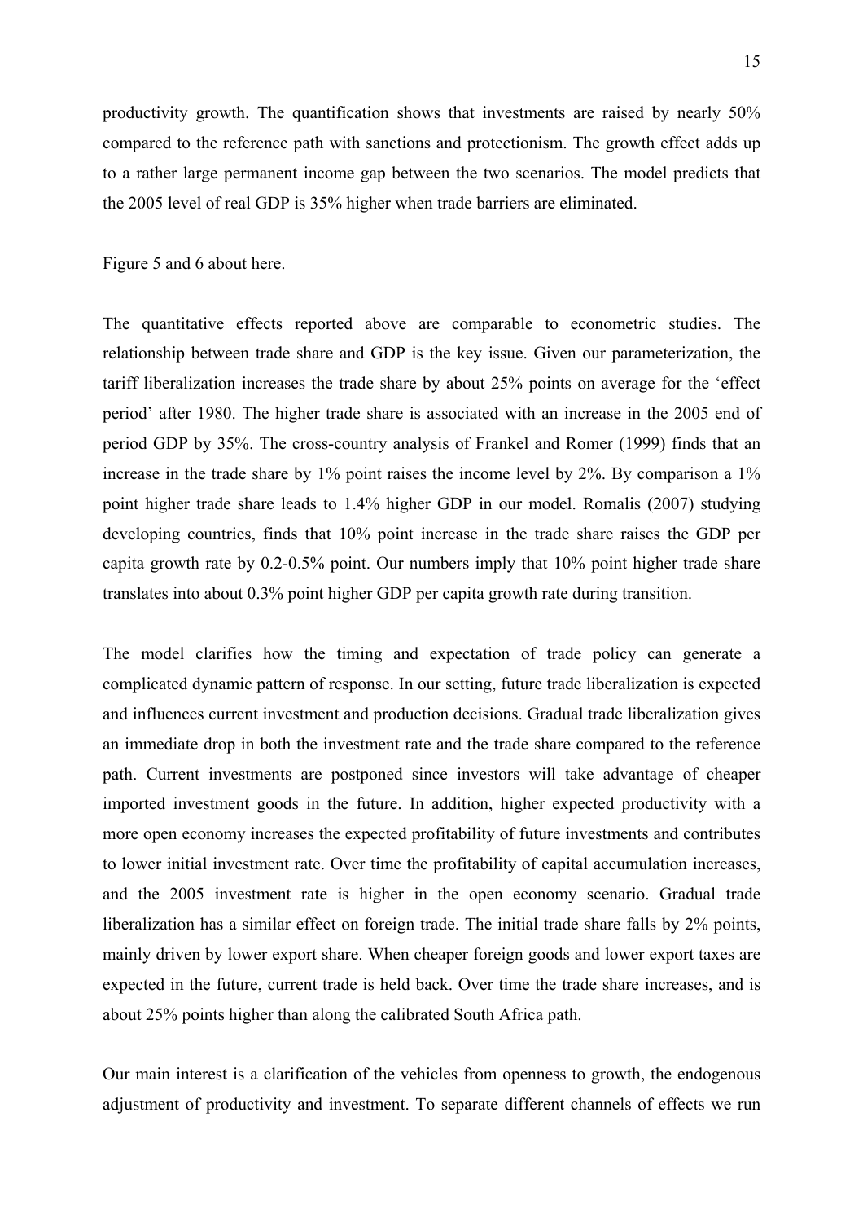productivity growth. The quantification shows that investments are raised by nearly 50% compared to the reference path with sanctions and protectionism. The growth effect adds up to a rather large permanent income gap between the two scenarios. The model predicts that the 2005 level of real GDP is 35% higher when trade barriers are eliminated.

Figure 5 and 6 about here.

The quantitative effects reported above are comparable to econometric studies. The relationship between trade share and GDP is the key issue. Given our parameterization, the tariff liberalization increases the trade share by about 25% points on average for the 'effect period' after 1980. The higher trade share is associated with an increase in the 2005 end of period GDP by 35%. The cross-country analysis of Frankel and Romer (1999) finds that an increase in the trade share by 1% point raises the income level by 2%. By comparison a 1% point higher trade share leads to 1.4% higher GDP in our model. Romalis (2007) studying developing countries, finds that 10% point increase in the trade share raises the GDP per capita growth rate by 0.2-0.5% point. Our numbers imply that 10% point higher trade share translates into about 0.3% point higher GDP per capita growth rate during transition.

The model clarifies how the timing and expectation of trade policy can generate a complicated dynamic pattern of response. In our setting, future trade liberalization is expected and influences current investment and production decisions. Gradual trade liberalization gives an immediate drop in both the investment rate and the trade share compared to the reference path. Current investments are postponed since investors will take advantage of cheaper imported investment goods in the future. In addition, higher expected productivity with a more open economy increases the expected profitability of future investments and contributes to lower initial investment rate. Over time the profitability of capital accumulation increases, and the 2005 investment rate is higher in the open economy scenario. Gradual trade liberalization has a similar effect on foreign trade. The initial trade share falls by 2% points, mainly driven by lower export share. When cheaper foreign goods and lower export taxes are expected in the future, current trade is held back. Over time the trade share increases, and is about 25% points higher than along the calibrated South Africa path.

Our main interest is a clarification of the vehicles from openness to growth, the endogenous adjustment of productivity and investment. To separate different channels of effects we run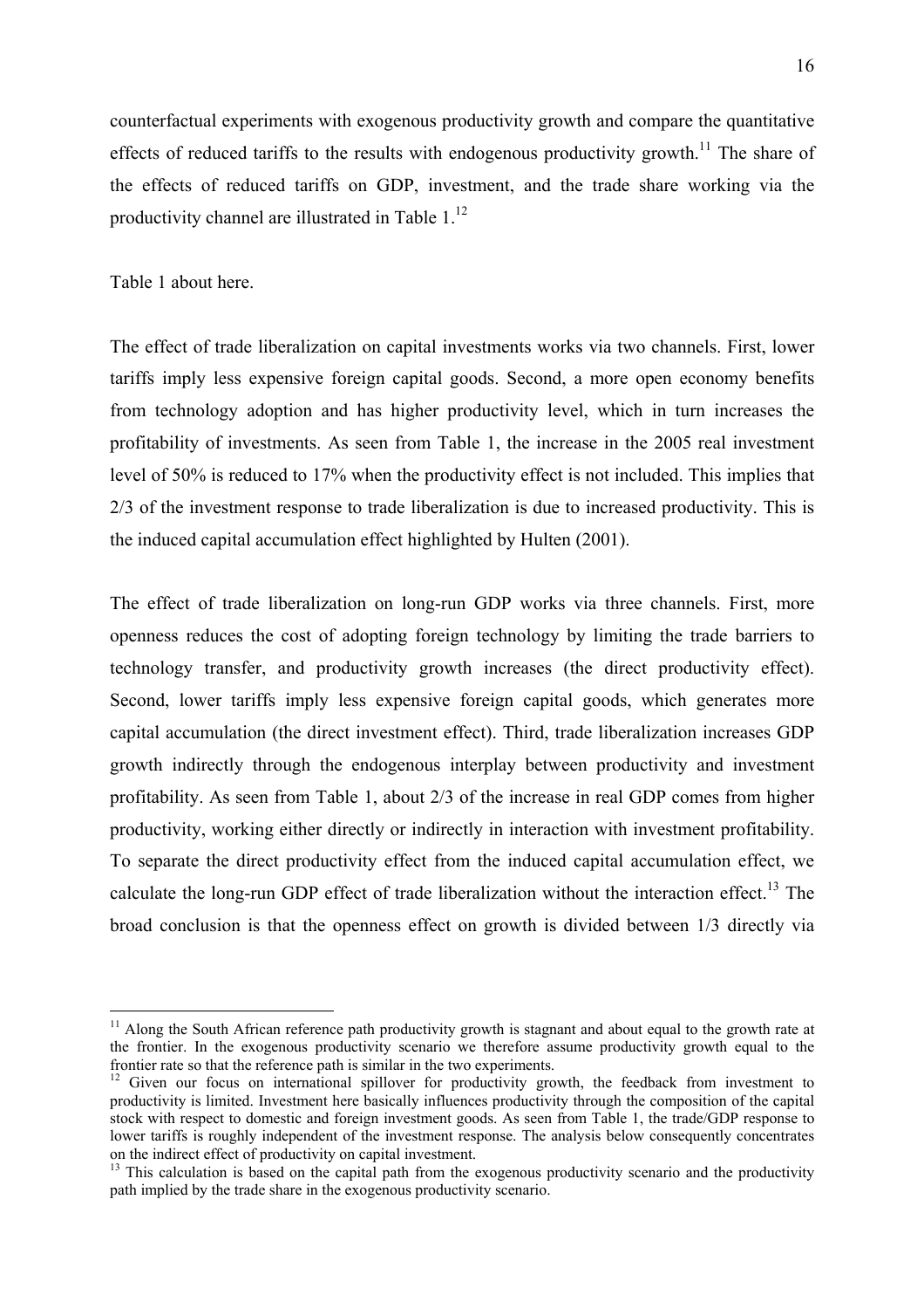counterfactual experiments with exogenous productivity growth and compare the quantitative effects of reduced tariffs to the results with endogenous productivity growth.[11] The share of the effects of reduced tariffs on GDP, investment, and the trade share working via the productivity channel are illustrated in Table 1.[12]

Table 1 about here.

The effect of trade liberalization on capital investments works via two channels. First, lower tariffs imply less expensive foreign capital goods. Second, a more open economy benefits from technology adoption and has higher productivity level, which in turn increases the profitability of investments. As seen from Table 1, the increase in the 2005 real investment level of 50% is reduced to 17% when the productivity effect is not included. This implies that 2/3 of the investment response to trade liberalization is due to increased productivity. This is the induced capital accumulation effect highlighted by Hulten (2001).

The effect of trade liberalization on long-run GDP works via three channels. First, more openness reduces the cost of adopting foreign technology by limiting the trade barriers to technology transfer, and productivity growth increases (the direct productivity effect). Second, lower tariffs imply less expensive foreign capital goods, which generates more capital accumulation (the direct investment effect). Third, trade liberalization increases GDP growth indirectly through the endogenous interplay between productivity and investment profitability. As seen from Table 1, about 2/3 of the increase in real GDP comes from higher productivity, working either directly or indirectly in interaction with investment profitability. To separate the direct productivity effect from the induced capital accumulation effect, we calculate the long-run GDP effect of trade liberalization without the interaction effect.[13] The broad conclusion is that the openness effect on growth is divided between 1/3 directly via

[11] Along the South African reference path productivity growth is stagnant and about equal to the growth rate at the frontier. In the exogenous productivity scenario we therefore assume productivity growth equal to the frontier rate so that the reference path is similar in the two experiments.

[12] Given our focus on international spillover for productivity growth, the feedback from investment to productivity is limited. Investment here basically influences productivity through the composition of the capital stock with respect to domestic and foreign investment goods. As seen from Table 1, the trade/GDP response to lower tariffs is roughly independent of the investment response. The analysis below consequently concentrates on the indirect effect of productivity on capital investment.

[13] This calculation is based on the capital path from the exogenous productivity scenario and the productivity path implied by the trade share in the exogenous productivity scenario.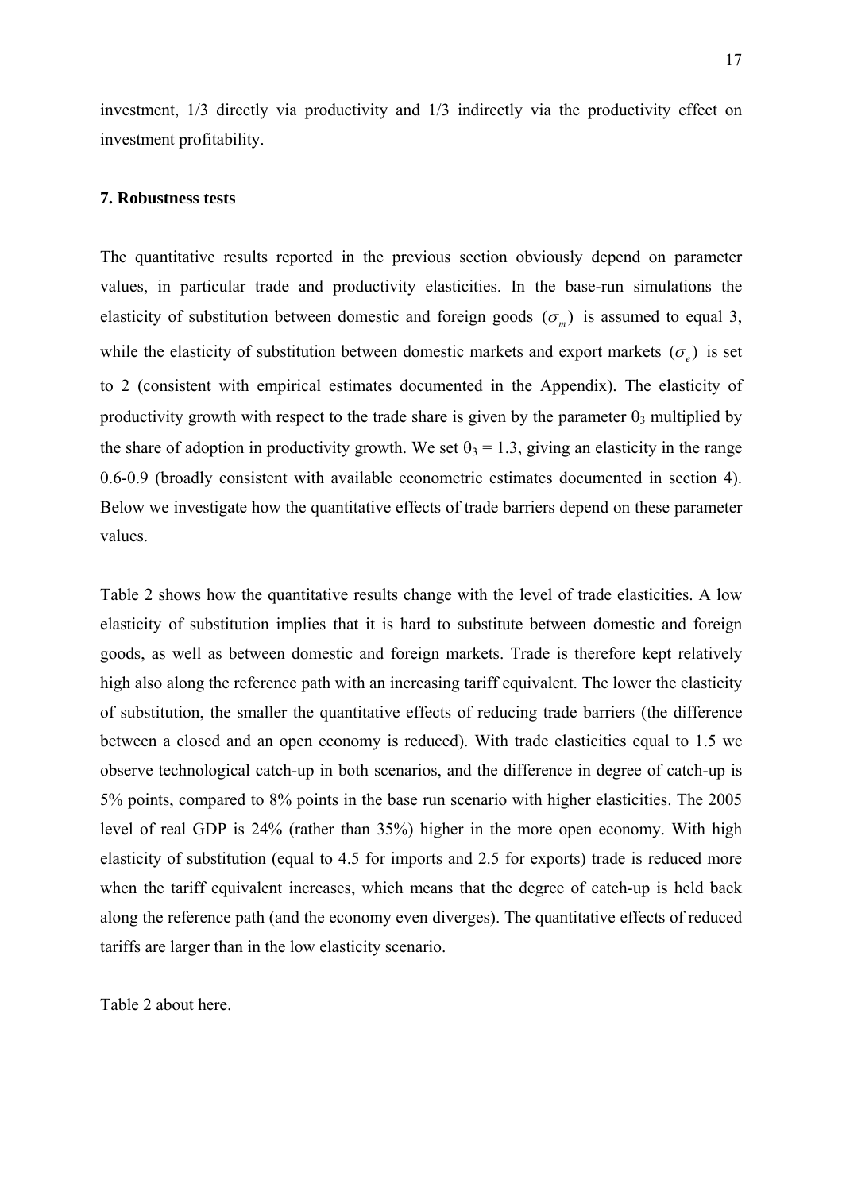investment, 1/3 directly via productivity and 1/3 indirectly via the productivity effect on investment profitability.

### 7. Robustness tests

The quantitative results reported in the previous section obviously depend on parameter values, in particular trade and productivity elasticities. In the base-run simulations the elasticity of substitution between domestic and foreign goods $(\sigma_m)$ is assumed to equal 3, while the elasticity of substitution between domestic markets and export markets $(\sigma_e)$ is set to 2 (consistent with empirical estimates documented in the Appendix). The elasticity of productivity growth with respect to the trade share is given by the parameter $\theta_3$ multiplied by the share of adoption in productivity growth. We set $\theta_3 = 1.3$, giving an elasticity in the range 0.6-0.9 (broadly consistent with available econometric estimates documented in section 4). Below we investigate how the quantitative effects of trade barriers depend on these parameter values.

Table 2 shows how the quantitative results change with the level of trade elasticities. A low elasticity of substitution implies that it is hard to substitute between domestic and foreign goods, as well as between domestic and foreign markets. Trade is therefore kept relatively high also along the reference path with an increasing tariff equivalent. The lower the elasticity of substitution, the smaller the quantitative effects of reducing trade barriers (the difference between a closed and an open economy is reduced). With trade elasticities equal to 1.5 we observe technological catch-up in both scenarios, and the difference in degree of catch-up is 5% points, compared to 8% points in the base run scenario with higher elasticities. The 2005 level of real GDP is 24% (rather than 35%) higher in the more open economy. With high elasticity of substitution (equal to 4.5 for imports and 2.5 for exports) trade is reduced more when the tariff equivalent increases, which means that the degree of catch-up is held back along the reference path (and the economy even diverges). The quantitative effects of reduced tariffs are larger than in the low elasticity scenario.

Table 2 about here.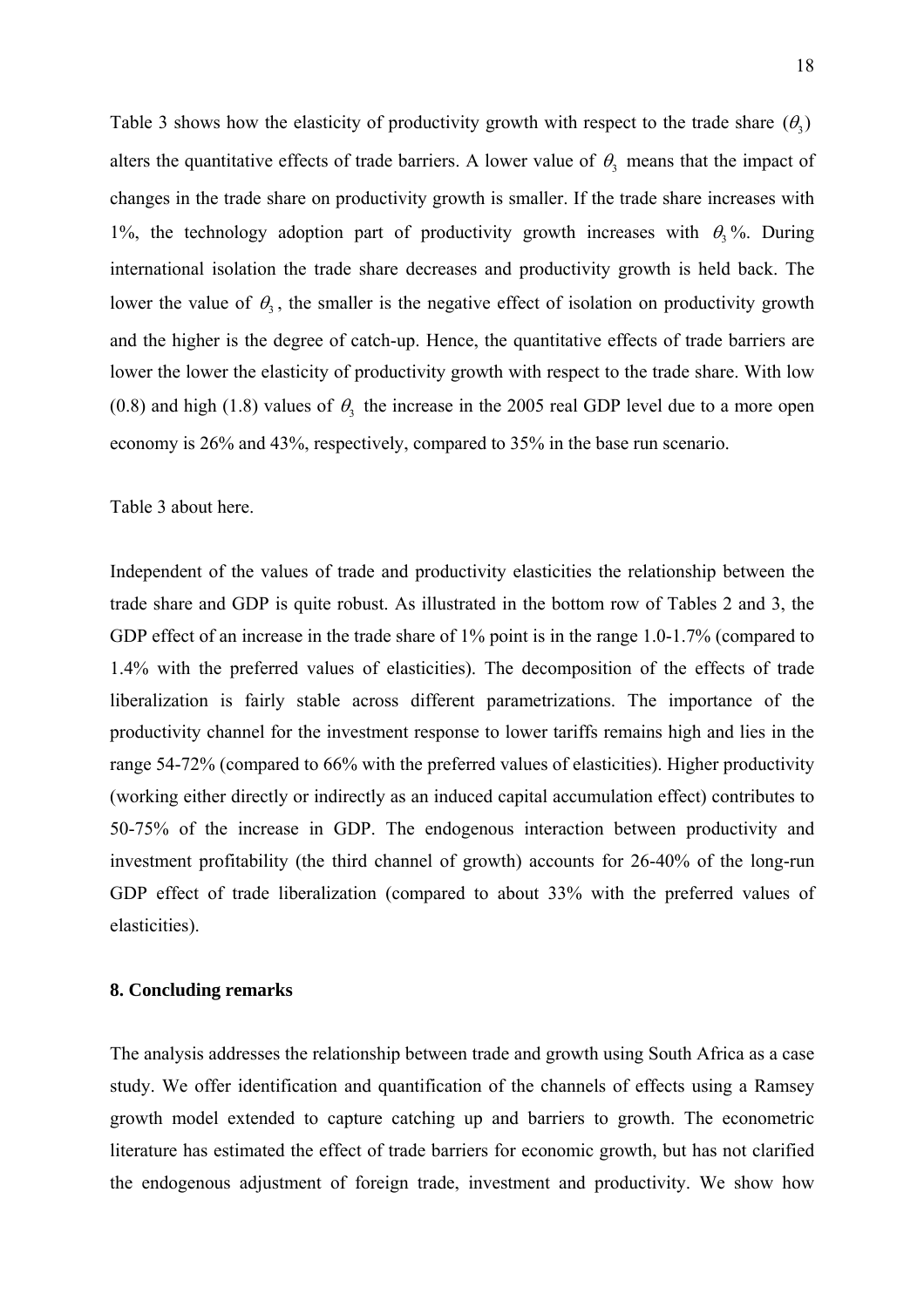Table 3 shows how the elasticity of productivity growth with respect to the trade share ($\theta_3$) alters the quantitative effects of trade barriers. A lower value of $\theta_3$ means that the impact of changes in the trade share on productivity growth is smaller. If the trade share increases with 1%, the technology adoption part of productivity growth increases with $\theta_3$%. During international isolation the trade share decreases and productivity growth is held back. The lower the value of $\theta_3$, the smaller is the negative effect of isolation on productivity growth and the higher is the degree of catch-up. Hence, the quantitative effects of trade barriers are lower the lower the elasticity of productivity growth with respect to the trade share. With low (0.8) and high (1.8) values of $\theta_3$ the increase in the 2005 real GDP level due to a more open economy is 26% and 43%, respectively, compared to 35% in the base run scenario.

Table 3 about here.

Independent of the values of trade and productivity elasticities the relationship between the trade share and GDP is quite robust. As illustrated in the bottom row of Tables 2 and 3, the GDP effect of an increase in the trade share of 1% point is in the range 1.0-1.7% (compared to 1.4% with the preferred values of elasticities). The decomposition of the effects of trade liberalization is fairly stable across different parametrizations. The importance of the productivity channel for the investment response to lower tariffs remains high and lies in the range 54-72% (compared to 66% with the preferred values of elasticities). Higher productivity (working either directly or indirectly as an induced capital accumulation effect) contributes to 50-75% of the increase in GDP. The endogenous interaction between productivity and investment profitability (the third channel of growth) accounts for 26-40% of the long-run GDP effect of trade liberalization (compared to about 33% with the preferred values of elasticities).

## 8. Concluding remarks

The analysis addresses the relationship between trade and growth using South Africa as a case study. We offer identification and quantification of the channels of effects using a Ramsey growth model extended to capture catching up and barriers to growth. The econometric literature has estimated the effect of trade barriers for economic growth, but has not clarified the endogenous adjustment of foreign trade, investment and productivity. We show how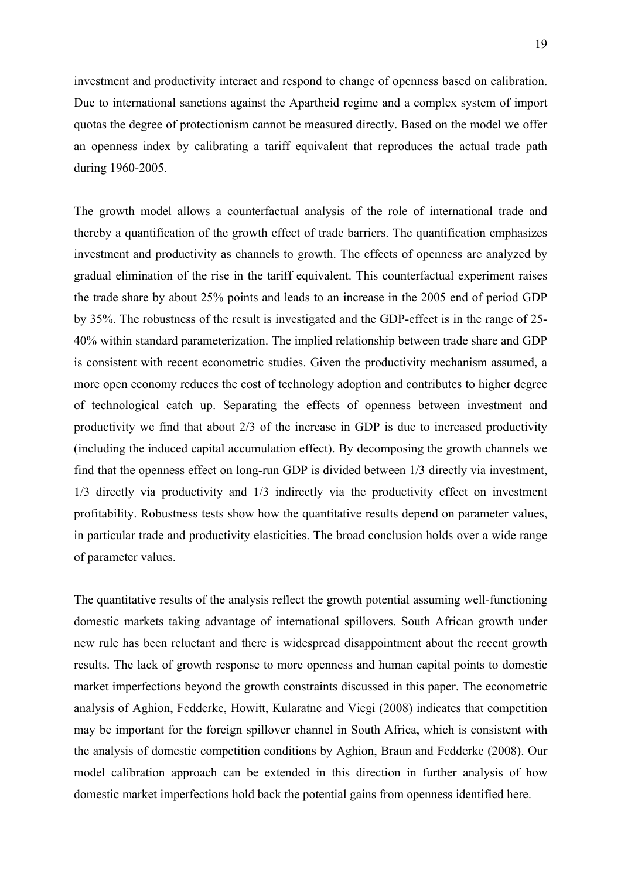investment and productivity interact and respond to change of openness based on calibration. Due to international sanctions against the Apartheid regime and a complex system of import quotas the degree of protectionism cannot be measured directly. Based on the model we offer an openness index by calibrating a tariff equivalent that reproduces the actual trade path during 1960-2005.

The growth model allows a counterfactual analysis of the role of international trade and thereby a quantification of the growth effect of trade barriers. The quantification emphasizes investment and productivity as channels to growth. The effects of openness are analyzed by gradual elimination of the rise in the tariff equivalent. This counterfactual experiment raises the trade share by about 25% points and leads to an increase in the 2005 end of period GDP by 35%. The robustness of the result is investigated and the GDP-effect is in the range of 25-40% within standard parameterization. The implied relationship between trade share and GDP is consistent with recent econometric studies. Given the productivity mechanism assumed, a more open economy reduces the cost of technology adoption and contributes to higher degree of technological catch up. Separating the effects of openness between investment and productivity we find that about 2/3 of the increase in GDP is due to increased productivity (including the induced capital accumulation effect). By decomposing the growth channels we find that the openness effect on long-run GDP is divided between 1/3 directly via investment, 1/3 directly via productivity and 1/3 indirectly via the productivity effect on investment profitability. Robustness tests show how the quantitative results depend on parameter values, in particular trade and productivity elasticities. The broad conclusion holds over a wide range of parameter values.

The quantitative results of the analysis reflect the growth potential assuming well-functioning domestic markets taking advantage of international spillovers. South African growth under new rule has been reluctant and there is widespread disappointment about the recent growth results. The lack of growth response to more openness and human capital points to domestic market imperfections beyond the growth constraints discussed in this paper. The econometric analysis of Aghion, Fedderke, Howitt, Kularatne and Viegi (2008) indicates that competition may be important for the foreign spillover channel in South Africa, which is consistent with the analysis of domestic competition conditions by Aghion, Braun and Fedderke (2008). Our model calibration approach can be extended in this direction in further analysis of how domestic market imperfections hold back the potential gains from openness identified here.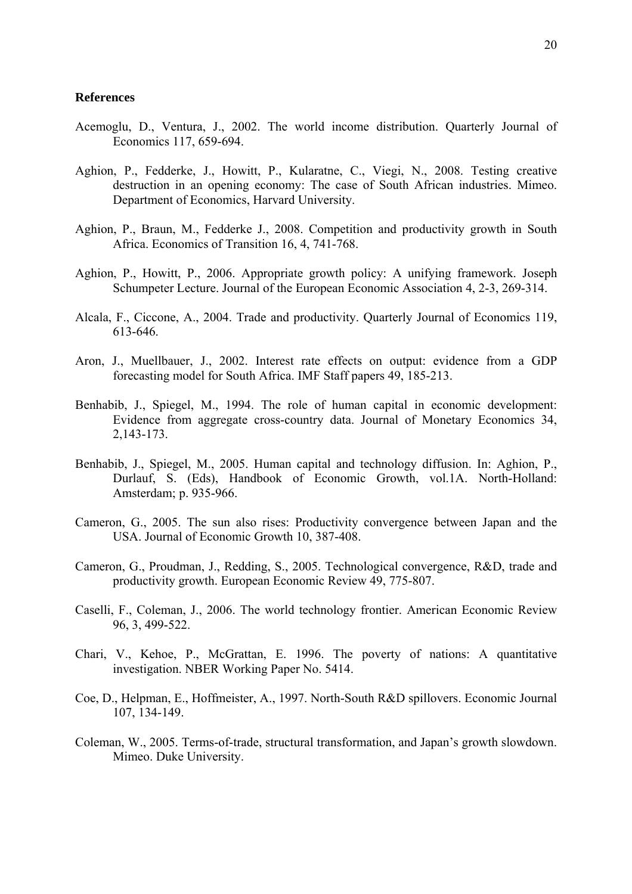**References**

Acemoglu, D., Ventura, J., 2002. The world income distribution. Quarterly Journal of Economics 117, 659-694.

Aghion, P., Fedderke, J., Howitt, P., Kularatne, C., Viegi, N., 2008. Testing creative destruction in an opening economy: The case of South African industries. Mimeo. Department of Economics, Harvard University.

Aghion, P., Braun, M., Fedderke J., 2008. Competition and productivity growth in South Africa. Economics of Transition 16, 4, 741-768.

Aghion, P., Howitt, P., 2006. Appropriate growth policy: A unifying framework. Joseph Schumpeter Lecture. Journal of the European Economic Association 4, 2-3, 269-314.

Alcala, F., Ciccone, A., 2004. Trade and productivity. Quarterly Journal of Economics 119, 613-646.

Aron, J., Muellbauer, J., 2002. Interest rate effects on output: evidence from a GDP forecasting model for South Africa. IMF Staff papers 49, 185-213.

Benhabib, J., Spiegel, M., 1994. The role of human capital in economic development: Evidence from aggregate cross-country data. Journal of Monetary Economics 34, 2,143-173.

Benhabib, J., Spiegel, M., 2005. Human capital and technology diffusion. In: Aghion, P., Durlauf, S. (Eds), Handbook of Economic Growth, vol.1A. North-Holland: Amsterdam; p. 935-966.

Cameron, G., 2005. The sun also rises: Productivity convergence between Japan and the USA. Journal of Economic Growth 10, 387-408.

Cameron, G., Proudman, J., Redding, S., 2005. Technological convergence, R&D, trade and productivity growth. European Economic Review 49, 775-807.

Caselli, F., Coleman, J., 2006. The world technology frontier. American Economic Review 96, 3, 499-522.

Chari, V., Kehoe, P., McGrattan, E. 1996. The poverty of nations: A quantitative investigation. NBER Working Paper No. 5414.

Coe, D., Helpman, E., Hoffmeister, A., 1997. North-South R&D spillovers. Economic Journal 107, 134-149.

Coleman, W., 2005. Terms-of-trade, structural transformation, and Japan's growth slowdown. Mimeo. Duke University.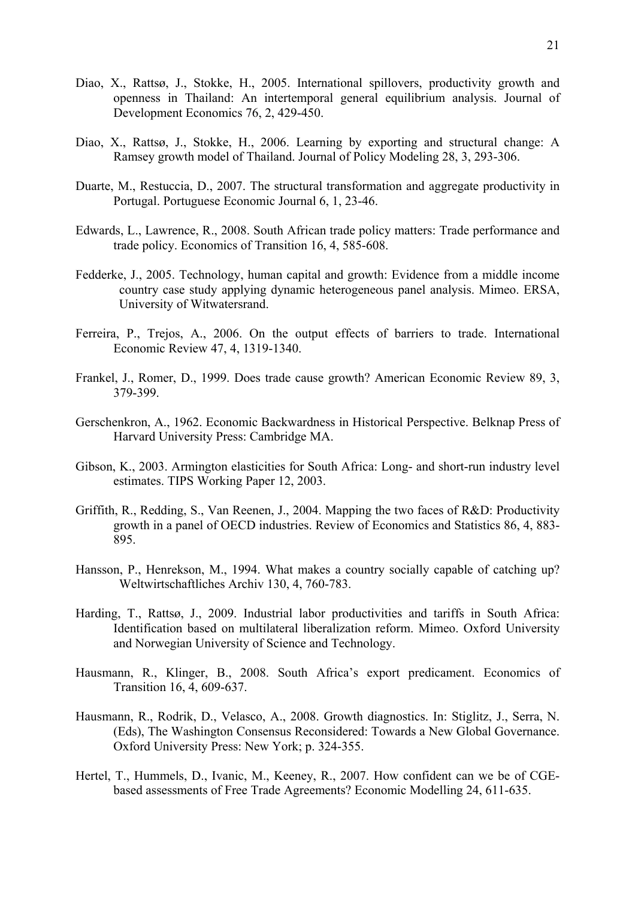Diao, X., Rattsø, J., Stokke, H., 2005. International spillovers, productivity growth and openness in Thailand: An intertemporal general equilibrium analysis. Journal of Development Economics 76, 2, 429-450.

Diao, X., Rattsø, J., Stokke, H., 2006. Learning by exporting and structural change: A Ramsey growth model of Thailand. Journal of Policy Modeling 28, 3, 293-306.

Duarte, M., Restuccia, D., 2007. The structural transformation and aggregate productivity in Portugal. Portuguese Economic Journal 6, 1, 23-46.

Edwards, L., Lawrence, R., 2008. South African trade policy matters: Trade performance and trade policy. Economics of Transition 16, 4, 585-608.

Fedderke, J., 2005. Technology, human capital and growth: Evidence from a middle income country case study applying dynamic heterogeneous panel analysis. Mimeo. ERSA, University of Witwatersrand.

Ferreira, P., Trejos, A., 2006. On the output effects of barriers to trade. International Economic Review 47, 4, 1319-1340.

Frankel, J., Romer, D., 1999. Does trade cause growth? American Economic Review 89, 3, 379-399.

Gerschenkron, A., 1962. Economic Backwardness in Historical Perspective. Belknap Press of Harvard University Press: Cambridge MA.

Gibson, K., 2003. Armington elasticities for South Africa: Long- and short-run industry level estimates. TIPS Working Paper 12, 2003.

Griffith, R., Redding, S., Van Reenen, J., 2004. Mapping the two faces of R&D: Productivity growth in a panel of OECD industries. Review of Economics and Statistics 86, 4, 883-895.

Hansson, P., Henrekson, M., 1994. What makes a country socially capable of catching up? Weltwirtschaftliches Archiv 130, 4, 760-783.

Harding, T., Rattsø, J., 2009. Industrial labor productivities and tariffs in South Africa: Identification based on multilateral liberalization reform. Mimeo. Oxford University and Norwegian University of Science and Technology.

Hausmann, R., Klinger, B., 2008. South Africa's export predicament. Economics of Transition 16, 4, 609-637.

Hausmann, R., Rodrik, D., Velasco, A., 2008. Growth diagnostics. In: Stiglitz, J., Serra, N. (Eds), The Washington Consensus Reconsidered: Towards a New Global Governance. Oxford University Press: New York; p. 324-355.

Hertel, T., Hummels, D., Ivanic, M., Keeney, R., 2007. How confident can we be of CGE-based assessments of Free Trade Agreements? Economic Modelling 24, 611-635.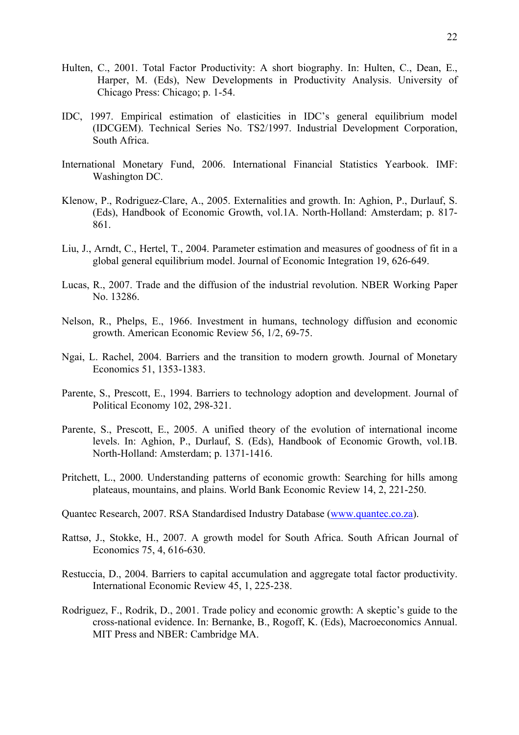Hulten, C., 2001. Total Factor Productivity: A short biography. In: Hulten, C., Dean, E., Harper, M. (Eds), New Developments in Productivity Analysis. University of Chicago Press: Chicago; p. 1-54.

IDC, 1997. Empirical estimation of elasticities in IDC's general equilibrium model (IDCGEM). Technical Series No. TS2/1997. Industrial Development Corporation, South Africa.

International Monetary Fund, 2006. International Financial Statistics Yearbook. IMF: Washington DC.

Klenow, P., Rodriguez-Clare, A., 2005. Externalities and growth. In: Aghion, P., Durlauf, S. (Eds), Handbook of Economic Growth, vol.1A. North-Holland: Amsterdam; p. 817-861.

Liu, J., Arndt, C., Hertel, T., 2004. Parameter estimation and measures of goodness of fit in a global general equilibrium model. Journal of Economic Integration 19, 626-649.

Lucas, R., 2007. Trade and the diffusion of the industrial revolution. NBER Working Paper No. 13286.

Nelson, R., Phelps, E., 1966. Investment in humans, technology diffusion and economic growth. American Economic Review 56, 1/2, 69-75.

Ngai, L. Rachel, 2004. Barriers and the transition to modern growth. Journal of Monetary Economics 51, 1353-1383.

Parente, S., Prescott, E., 1994. Barriers to technology adoption and development. Journal of Political Economy 102, 298-321.

Parente, S., Prescott, E., 2005. A unified theory of the evolution of international income levels. In: Aghion, P., Durlauf, S. (Eds), Handbook of Economic Growth, vol.1B. North-Holland: Amsterdam; p. 1371-1416.

Pritchett, L., 2000. Understanding patterns of economic growth: Searching for hills among plateaus, mountains, and plains. World Bank Economic Review 14, 2, 221-250.

Quantec Research, 2007. RSA Standardised Industry Database (www.quantec.co.za).

Rattsø, J., Stokke, H., 2007. A growth model for South Africa. South African Journal of Economics 75, 4, 616-630.

Restuccia, D., 2004. Barriers to capital accumulation and aggregate total factor productivity. International Economic Review 45, 1, 225-238.

Rodriguez, F., Rodrik, D., 2001. Trade policy and economic growth: A skeptic's guide to the cross-national evidence. In: Bernanke, B., Rogoff, K. (Eds), Macroeconomics Annual. MIT Press and NBER: Cambridge MA.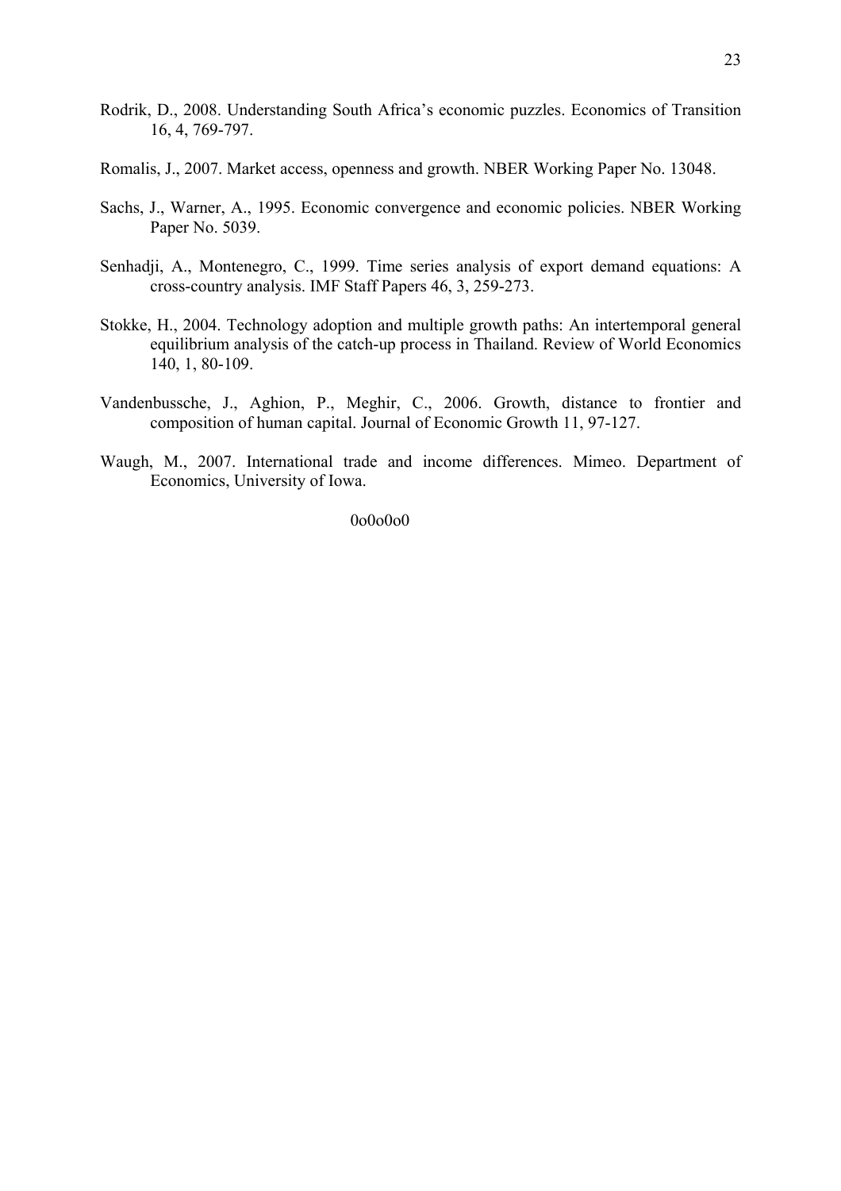Rodrik, D., 2008. Understanding South Africa's economic puzzles. Economics of Transition 16, 4, 769-797.

Romalis, J., 2007. Market access, openness and growth. NBER Working Paper No. 13048.

Sachs, J., Warner, A., 1995. Economic convergence and economic policies. NBER Working Paper No. 5039.

Senhadji, A., Montenegro, C., 1999. Time series analysis of export demand equations: A cross-country analysis. IMF Staff Papers 46, 3, 259-273.

Stokke, H., 2004. Technology adoption and multiple growth paths: An intertemporal general equilibrium analysis of the catch-up process in Thailand. Review of World Economics 140, 1, 80-109.

Vandenbussche, J., Aghion, P., Meghir, C., 2006. Growth, distance to frontier and composition of human capital. Journal of Economic Growth 11, 97-127.

Waugh, M., 2007. International trade and income differences. Mimeo. Department of Economics, University of Iowa.

0o0o0o0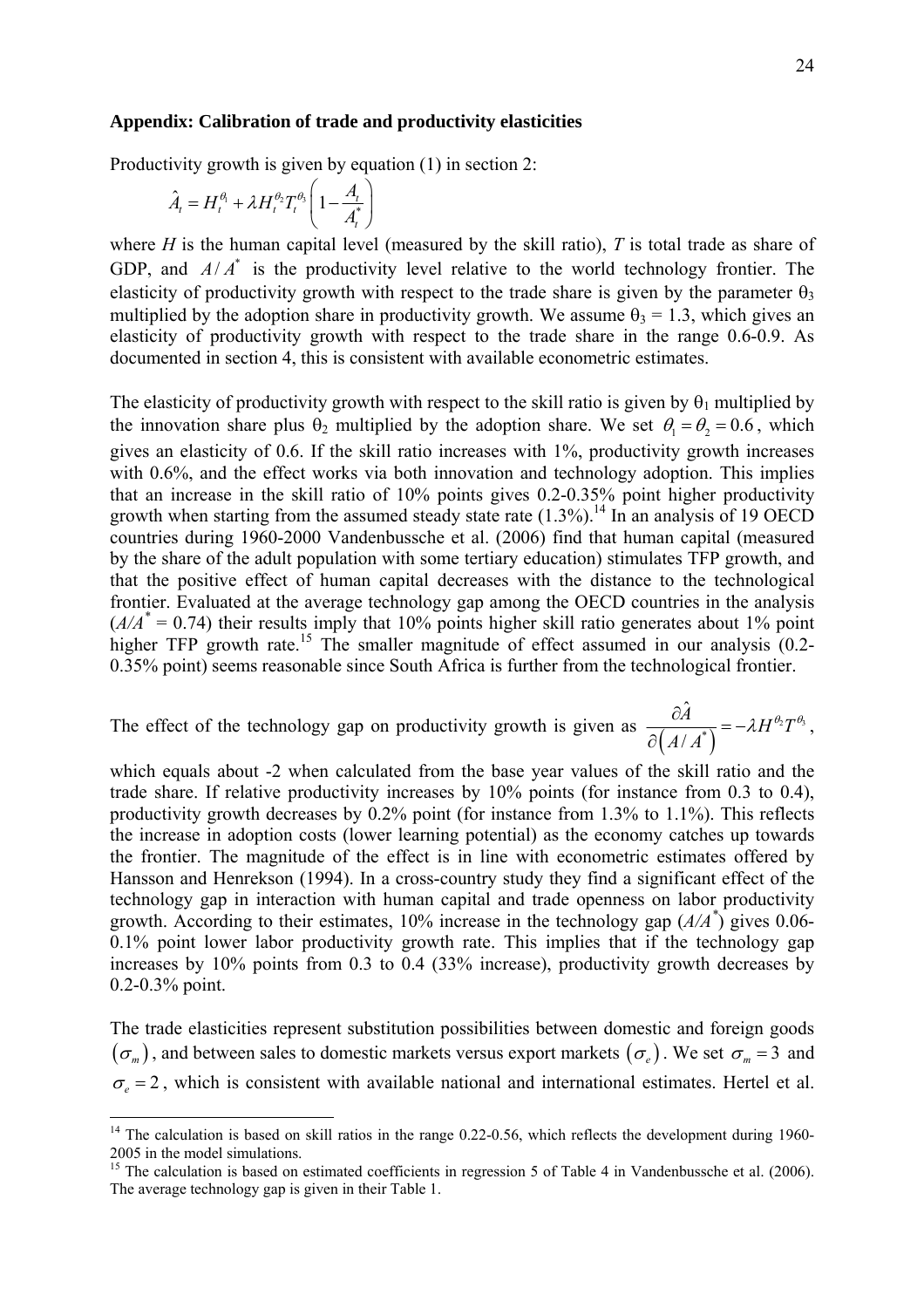**Appendix: Calibration of trade and productivity elasticities**

Productivity growth is given by equation (1) in section 2:

$$\hat{A}_t = H_t^{\theta_1} + \lambda H_t^{\theta_2} T_t^{\theta_3} \left(1 - \frac{A_t}{A_t^*}\right)$$

where $H$ is the human capital level (measured by the skill ratio), $T$ is total trade as share of GDP, and $A/A^*$ is the productivity level relative to the world technology frontier. The elasticity of productivity growth with respect to the trade share is given by the parameter $\theta_3$ multiplied by the adoption share in productivity growth. We assume $\theta_3 = 1.3$, which gives an elasticity of productivity growth with respect to the trade share in the range 0.6-0.9. As documented in section 4, this is consistent with available econometric estimates.

The elasticity of productivity growth with respect to the skill ratio is given by $\theta_1$ multiplied by the innovation share plus $\theta_2$ multiplied by the adoption share. We set $\theta_1 = \theta_2 = 0.6$, which gives an elasticity of 0.6. If the skill ratio increases with 1%, productivity growth increases with 0.6%, and the effect works via both innovation and technology adoption. This implies that an increase in the skill ratio of 10% points gives 0.2-0.35% point higher productivity growth when starting from the assumed steady state rate (1.3%).[14] In an analysis of 19 OECD countries during 1960-2000 Vandenbussche et al. (2006) find that human capital (measured by the share of the adult population with some tertiary education) stimulates TFP growth, and that the positive effect of human capital decreases with the distance to the technological frontier. Evaluated at the average technology gap among the OECD countries in the analysis ($A/A^* = 0.74$) their results imply that 10% points higher skill ratio generates about 1% point higher TFP growth rate.[15] The smaller magnitude of effect assumed in our analysis (0.2-0.35% point) seems reasonable since South Africa is further from the technological frontier.

The effect of the technology gap on productivity growth is given as $\frac{\partial \hat{A}}{\partial \left(A/A^*\right)} = -\lambda H^{\theta_2} T^{\theta_3}$, which equals about -2 when calculated from the base year values of the skill ratio and the trade share. If relative productivity increases by 10% points (for instance from 0.3 to 0.4), productivity growth decreases by 0.2% point (for instance from 1.3% to 1.1%). This reflects the increase in adoption costs (lower learning potential) as the economy catches up towards the frontier. The magnitude of the effect is in line with econometric estimates offered by Hansson and Henrekson (1994). In a cross-country study they find a significant effect of the technology gap in interaction with human capital and trade openness on labor productivity growth. According to their estimates, 10% increase in the technology gap ($A/A^*$) gives 0.06-0.1% point lower labor productivity growth rate. This implies that if the technology gap increases by 10% points from 0.3 to 0.4 (33% increase), productivity growth decreases by 0.2-0.3% point.

The trade elasticities represent substitution possibilities between domestic and foreign goods $(\sigma_m)$, and between sales to domestic markets versus export markets $(\sigma_e)$. We set $\sigma_m = 3$ and $\sigma_e = 2$, which is consistent with available national and international estimates. Hertel et al.

---

[14] The calculation is based on skill ratios in the range 0.22-0.56, which reflects the development during 1960-2005 in the model simulations.

[15] The calculation is based on estimated coefficients in regression 5 of Table 4 in Vandenbussche et al. (2006). The average technology gap is given in their Table 1.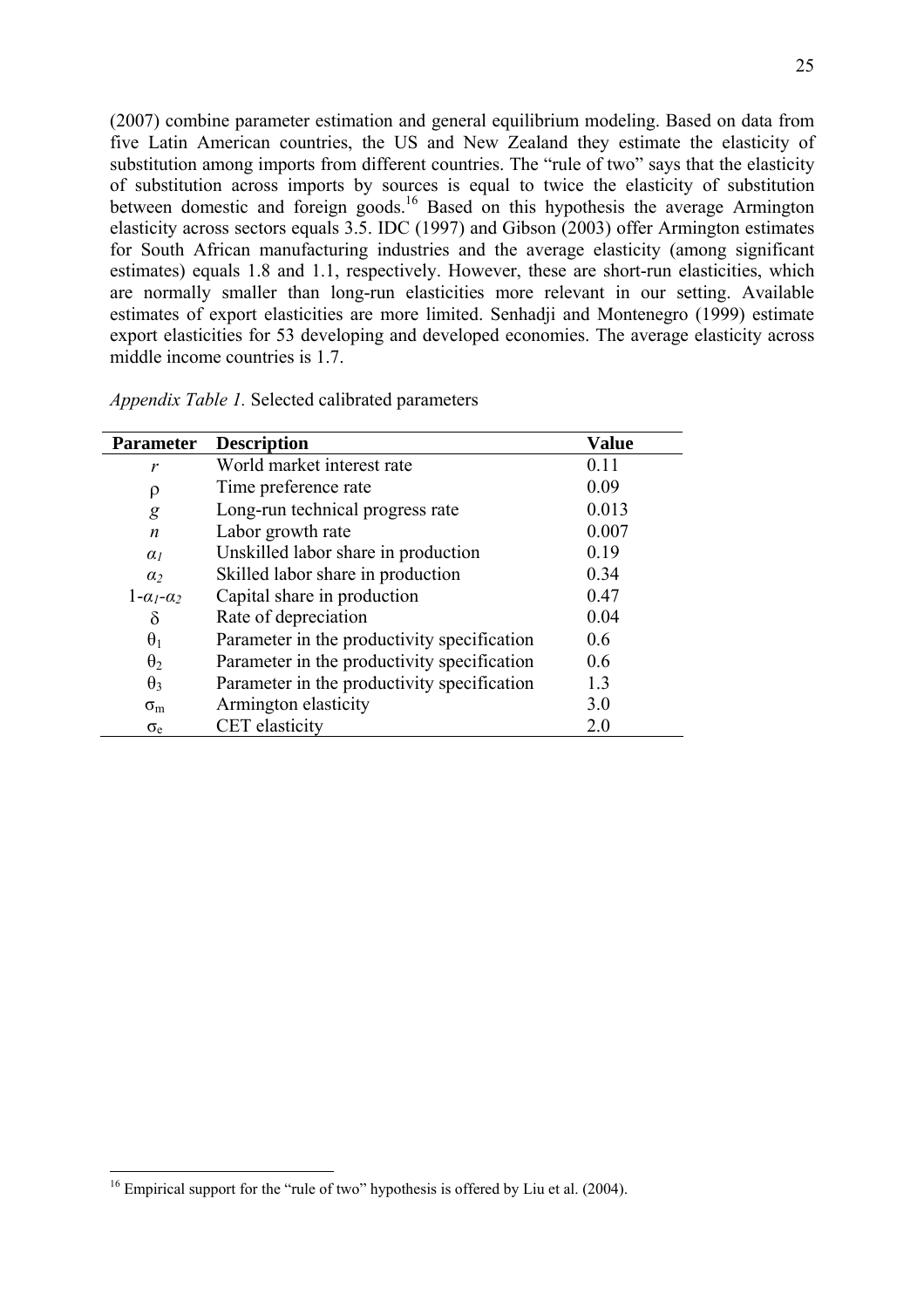(2007) combine parameter estimation and general equilibrium modeling. Based on data from five Latin American countries, the US and New Zealand they estimate the elasticity of substitution among imports from different countries. The "rule of two" says that the elasticity of substitution across imports by sources is equal to twice the elasticity of substitution between domestic and foreign goods.[16] Based on this hypothesis the average Armington elasticity across sectors equals 3.5. IDC (1997) and Gibson (2003) offer Armington estimates for South African manufacturing industries and the average elasticity (among significant estimates) equals 1.8 and 1.1, respectively. However, these are short-run elasticities, which are normally smaller than long-run elasticities more relevant in our setting. Available estimates of export elasticities are more limited. Senhadji and Montenegro (1999) estimate export elasticities for 53 developing and developed economies. The average elasticity across middle income countries is 1.7.

*Appendix Table 1.* Selected calibrated parameters

| Parameter | Description | Value |
|---|---|---|
| $r$ | World market interest rate | 0.11 |
| $\rho$ | Time preference rate | 0.09 |
| $g$ | Long-run technical progress rate | 0.013 |
| $n$ | Labor growth rate | 0.007 |
| $\alpha_1$ | Unskilled labor share in production | 0.19 |
| $\alpha_2$ | Skilled labor share in production | 0.34 |
| $1-\alpha_1-\alpha_2$ | Capital share in production | 0.47 |
| $\delta$ | Rate of depreciation | 0.04 |
| $\theta_1$ | Parameter in the productivity specification | 0.6 |
| $\theta_2$ | Parameter in the productivity specification | 0.6 |
| $\theta_3$ | Parameter in the productivity specification | 1.3 |
| $\sigma_m$ | Armington elasticity | 3.0 |
| $\sigma_e$ | CET elasticity | 2.0 |

[16] Empirical support for the "rule of two" hypothesis is offered by Liu et al. (2004).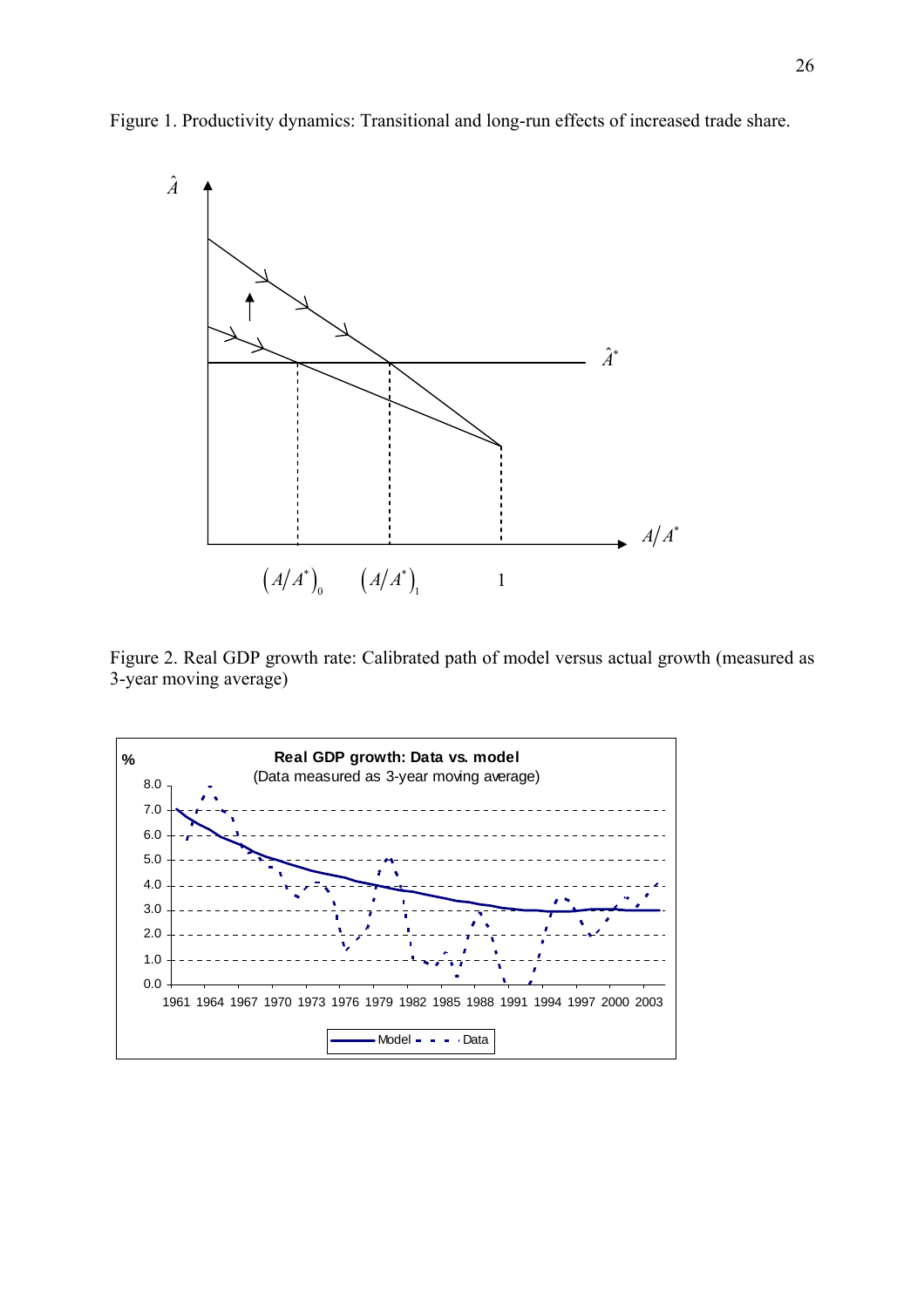Figure 1. Productivity dynamics: Transitional and long-run effects of increased trade share.

Figure 2. Real GDP growth rate: Calibrated path of model versus actual growth (measured as 3-year moving average)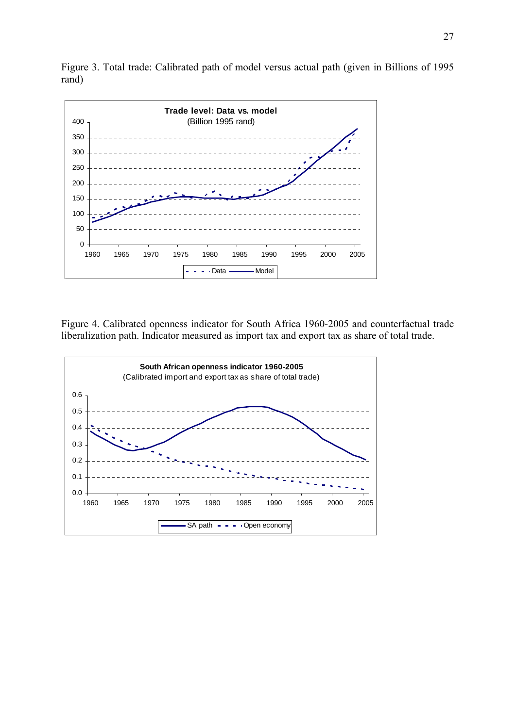Figure 3. Total trade: Calibrated path of model versus actual path (given in Billions of 1995 rand)

Figure 4. Calibrated openness indicator for South Africa 1960-2005 and counterfactual trade liberalization path. Indicator measured as import tax and export tax as share of total trade.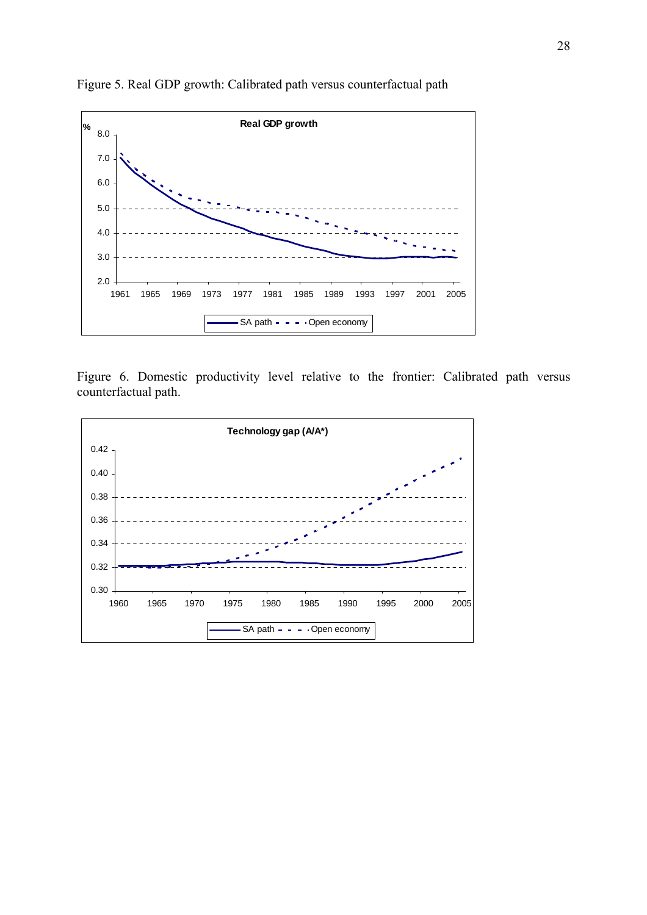Figure 5. Real GDP growth: Calibrated path versus counterfactual path

Figure 6. Domestic productivity level relative to the frontier: Calibrated path versus counterfactual path.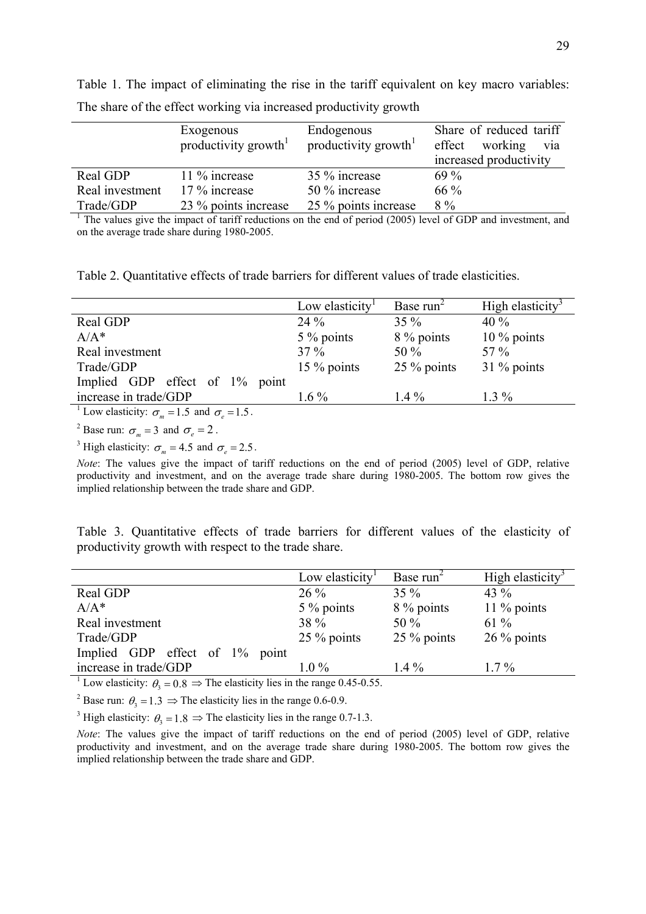Table 1. The impact of eliminating the rise in the tariff equivalent on key macro variables: The share of the effect working via increased productivity growth

| | Exogenous productivity growth[1] | Endogenous productivity growth[1] | Share of reduced tariff effect working via increased productivity |
|---|---|---|---|
| Real GDP | 11 % increase | 35 % increase | 69 % |
| Real investment | 17 % increase | 50 % increase | 66 % |
| Trade/GDP | 23 % points increase | 25 % points increase | 8 % |

[1] The values give the impact of tariff reductions on the end of period (2005) level of GDP and investment, and on the average trade share during 1980-2005.

Table 2. Quantitative effects of trade barriers for different values of trade elasticities.

| | Low elasticity[1] | Base run[2] | High elasticity[3] |
|---|---|---|---|
| Real GDP | 24 % | 35 % | 40 % |
| A/A* | 5 % points | 8 % points | 10 % points |
| Real investment | 37 % | 50 % | 57 % |
| Trade/GDP | 15 % points | 25 % points | 31 % points |
| Implied GDP effect of 1% point increase in trade/GDP | 1.6 % | 1.4 % | 1.3 % |

[1] Low elasticity: $\sigma_m = 1.5$ and $\sigma_e = 1.5$.

[2] Base run: $\sigma_m = 3$ and $\sigma_e = 2$.

[3] High elasticity: $\sigma_m = 4.5$ and $\sigma_e = 2.5$.

*Note*: The values give the impact of tariff reductions on the end of period (2005) level of GDP, relative productivity and investment, and on the average trade share during 1980-2005. The bottom row gives the implied relationship between the trade share and GDP.

Table 3. Quantitative effects of trade barriers for different values of the elasticity of productivity growth with respect to the trade share.

| | Low elasticity[1] | Base run[2] | High elasticity[3] |
|---|---|---|---|
| Real GDP | 26 % | 35 % | 43 % |
| A/A* | 5 % points | 8 % points | 11 % points |
| Real investment | 38 % | 50 % | 61 % |
| Trade/GDP | 25 % points | 25 % points | 26 % points |
| Implied GDP effect of 1% point increase in trade/GDP | 1.0 % | 1.4 % | 1.7 % |

[1] Low elasticity: $\theta_3 = 0.8 \Rightarrow$ The elasticity lies in the range 0.45-0.55.

[2] Base run: $\theta_3 = 1.3 \Rightarrow$ The elasticity lies in the range 0.6-0.9.

[3] High elasticity: $\theta_3 = 1.8 \Rightarrow$ The elasticity lies in the range 0.7-1.3.

*Note*: The values give the impact of tariff reductions on the end of period (2005) level of GDP, relative productivity and investment, and on the average trade share during 1980-2005. The bottom row gives the implied relationship between the trade share and GDP.